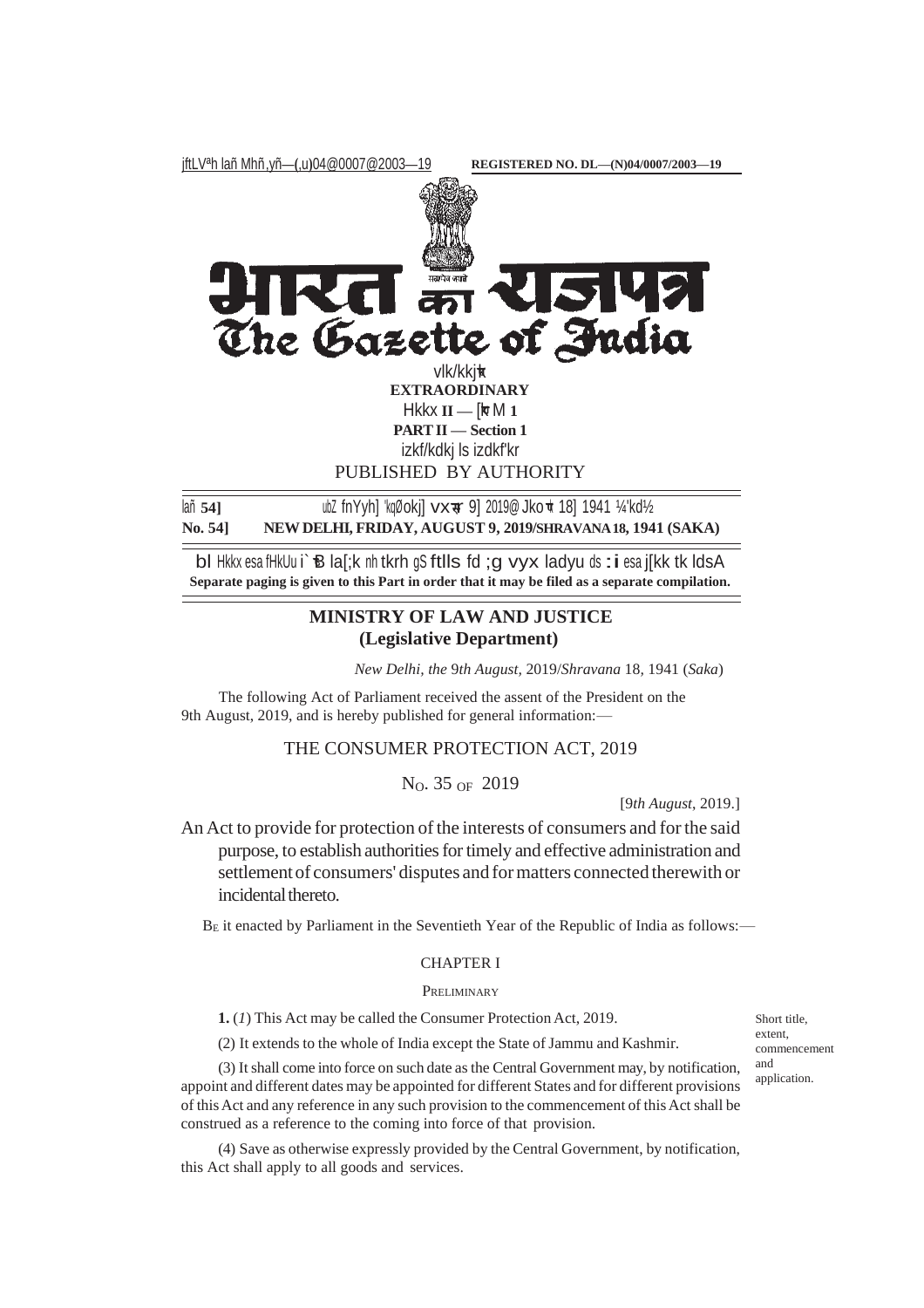jftLVªh laö Mhö,yö—(,u)04@0007@2003—19 **REGISTERED NO. DL—(N)04/0007/2003—19**

# The Gazette of India

vlk/kkj.k
**EXTRAORDINARY**
Hkkx **II** — [k.M **1**
**PART II — Section 1**
izkf/kdkj ls izdkf'kr
PUBLISHED BY AUTHORITY

laö **54]** ubZ fnYyh] 'kqØokj] vxLr 9] 2019@Jko.k 18] 1941 ¼'kd½
**No. 54]** **NEW DELHI, FRIDAY, AUGUST 9, 2019/SHRAVANA 18, 1941 (SAKA)**

bl Hkkx esa fHkUu i`"B la[;k nh tkrh gS ftlls fd ;g vyx ladyu ds :i esa j[kk tk ldsA
**Separate paging is given to this Part in order that it may be filed as a separate compilation.**

## MINISTRY OF LAW AND JUSTICE
## (Legislative Department)

*New Delhi, the 9th August,* 2019/*Shravana* 18, 1941 (*Saka*)

The following Act of Parliament received the assent of the President on the 9th August, 2019, and is hereby published for general information:—

## THE CONSUMER PROTECTION ACT, 2019

No. 35 of 2019

[9*th August*, 2019.]

An Act to provide for protection of the interests of consumers and for the said purpose, to establish authorities for timely and effective administration and settlement of consumers' disputes and for matters connected therewith or incidental thereto.

Be it enacted by Parliament in the Seventieth Year of the Republic of India as follows:—

### CHAPTER I

PRELIMINARY

Short title, extent, commencement and application.

**1.** (*1*) This Act may be called the Consumer Protection Act, 2019.

(2) It extends to the whole of India except the State of Jammu and Kashmir.

(3) It shall come into force on such date as the Central Government may, by notification, appoint and different dates may be appointed for different States and for different provisions of this Act and any reference in any such provision to the commencement of this Act shall be construed as a reference to the coming into force of that provision.

(4) Save as otherwise expressly provided by the Central Government, by notification, this Act shall apply to all goods and services.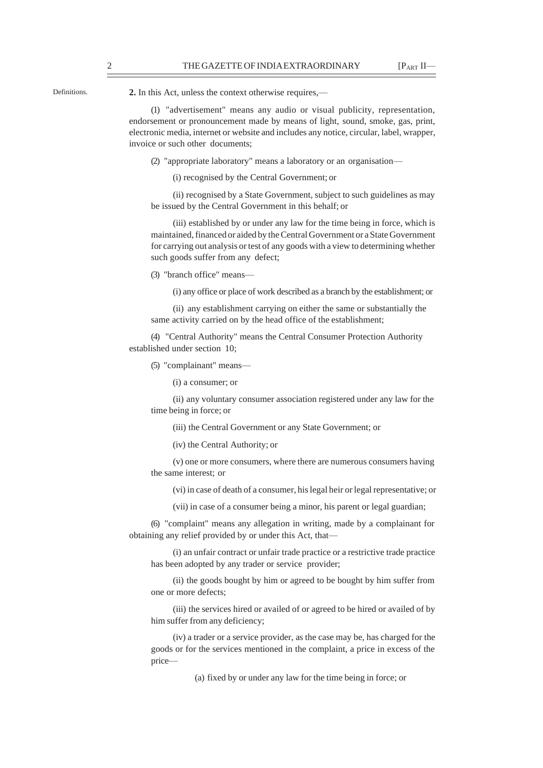Definitions.

**2.** In this Act, unless the context otherwise requires,—

(1) "advertisement" means any audio or visual publicity, representation, endorsement or pronouncement made by means of light, sound, smoke, gas, print, electronic media, internet or website and includes any notice, circular, label, wrapper, invoice or such other documents;

(2) "appropriate laboratory" means a laboratory or an organisation—

(i) recognised by the Central Government; or

(ii) recognised by a State Government, subject to such guidelines as may be issued by the Central Government in this behalf; or

(iii) established by or under any law for the time being in force, which is maintained, financed or aided by the Central Government or a State Government for carrying out analysis or test of any goods with a view to determining whether such goods suffer from any defect;

(3) "branch office" means—

(i) any office or place of work described as a branch by the establishment; or

(ii) any establishment carrying on either the same or substantially the same activity carried on by the head office of the establishment;

(4) "Central Authority" means the Central Consumer Protection Authority established under section 10;

(5) "complainant" means—

(i) a consumer; or

(ii) any voluntary consumer association registered under any law for the time being in force; or

(iii) the Central Government or any State Government; or

(iv) the Central Authority; or

(v) one or more consumers, where there are numerous consumers having the same interest; or

(vi) in case of death of a consumer, his legal heir or legal representative; or

(vii) in case of a consumer being a minor, his parent or legal guardian;

(6) "complaint" means any allegation in writing, made by a complainant for obtaining any relief provided by or under this Act, that—

(i) an unfair contract or unfair trade practice or a restrictive trade practice has been adopted by any trader or service provider;

(ii) the goods bought by him or agreed to be bought by him suffer from one or more defects;

(iii) the services hired or availed of or agreed to be hired or availed of by him suffer from any deficiency;

(iv) a trader or a service provider, as the case may be, has charged for the goods or for the services mentioned in the complaint, a price in excess of the price—

(a) fixed by or under any law for the time being in force; or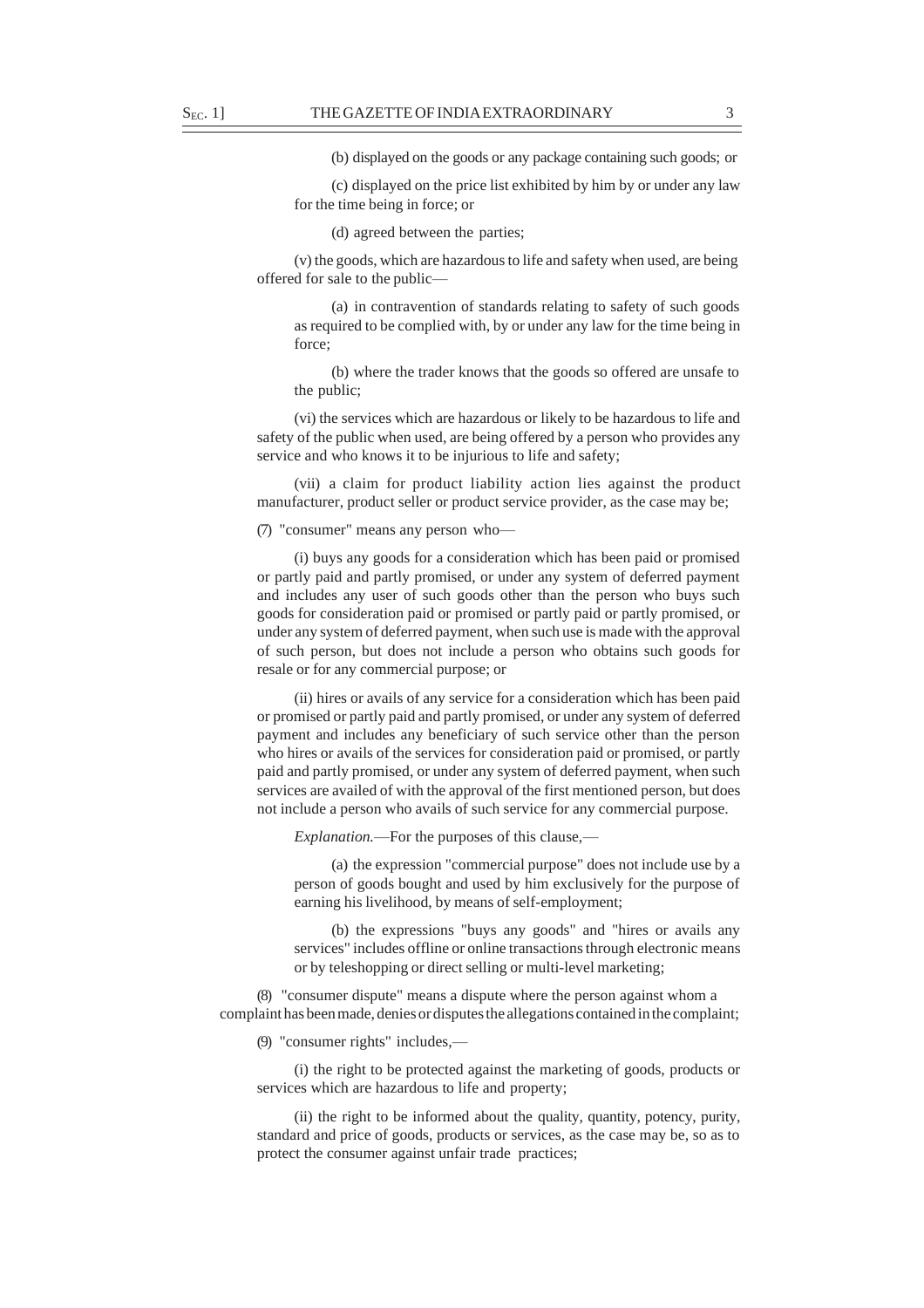(b) displayed on the goods or any package containing such goods; or

(c) displayed on the price list exhibited by him by or under any law for the time being in force; or

(d) agreed between the parties;

(v) the goods, which are hazardous to life and safety when used, are being offered for sale to the public—

(a) in contravention of standards relating to safety of such goods as required to be complied with, by or under any law for the time being in force;

(b) where the trader knows that the goods so offered are unsafe to the public;

(vi) the services which are hazardous or likely to be hazardous to life and safety of the public when used, are being offered by a person who provides any service and who knows it to be injurious to life and safety;

(vii) a claim for product liability action lies against the product manufacturer, product seller or product service provider, as the case may be;

(7) "consumer" means any person who—

(i) buys any goods for a consideration which has been paid or promised or partly paid and partly promised, or under any system of deferred payment and includes any user of such goods other than the person who buys such goods for consideration paid or promised or partly paid or partly promised, or under any system of deferred payment, when such use is made with the approval of such person, but does not include a person who obtains such goods for resale or for any commercial purpose; or

(ii) hires or avails of any service for a consideration which has been paid or promised or partly paid and partly promised, or under any system of deferred payment and includes any beneficiary of such service other than the person who hires or avails of the services for consideration paid or promised, or partly paid and partly promised, or under any system of deferred payment, when such services are availed of with the approval of the first mentioned person, but does not include a person who avails of such service for any commercial purpose.

*Explanation.*—For the purposes of this clause,—

(a) the expression "commercial purpose" does not include use by a person of goods bought and used by him exclusively for the purpose of earning his livelihood, by means of self-employment;

(b) the expressions "buys any goods" and "hires or avails any services" includes offline or online transactions through electronic means or by teleshopping or direct selling or multi-level marketing;

(8) "consumer dispute" means a dispute where the person against whom a complaint has been made, denies or disputes the allegations contained in the complaint;

(9) "consumer rights" includes,—

(i) the right to be protected against the marketing of goods, products or services which are hazardous to life and property;

(ii) the right to be informed about the quality, quantity, potency, purity, standard and price of goods, products or services, as the case may be, so as to protect the consumer against unfair trade practices;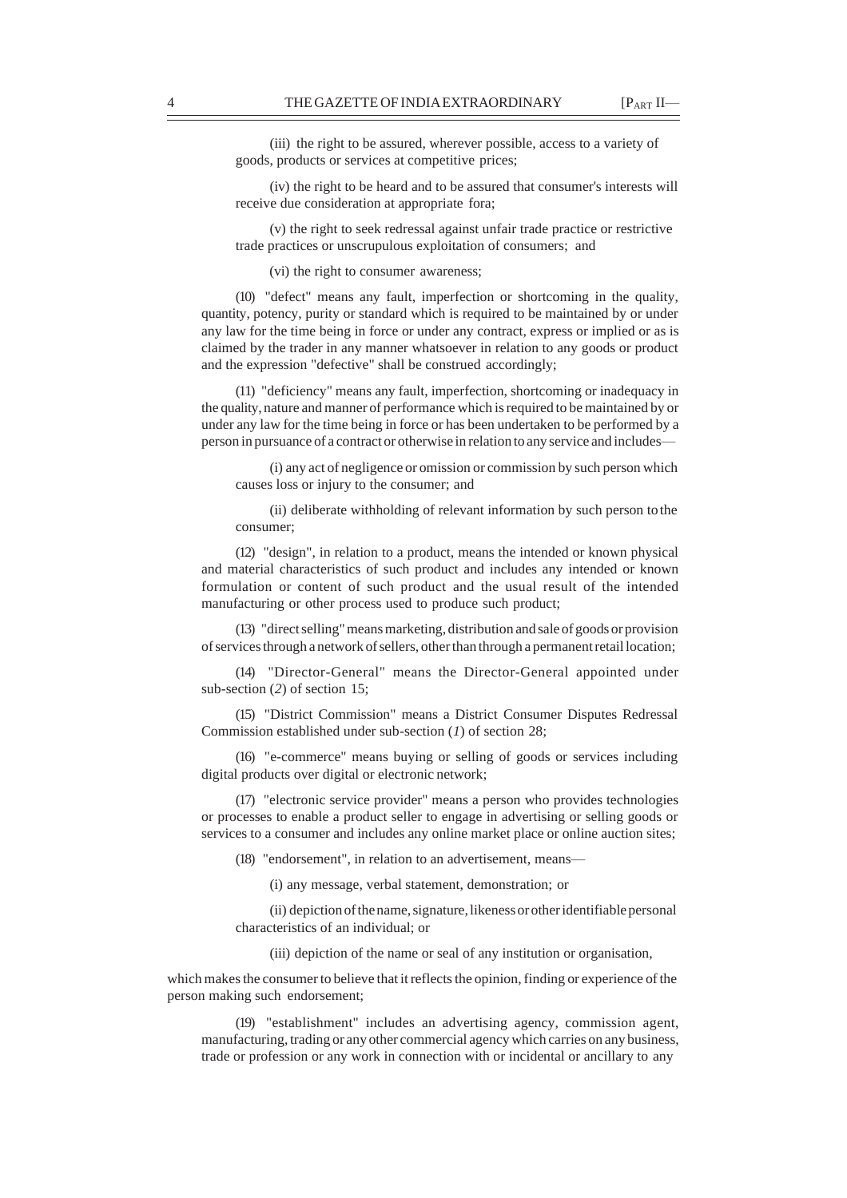(iii) the right to be assured, wherever possible, access to a variety of goods, products or services at competitive prices;

(iv) the right to be heard and to be assured that consumer's interests will receive due consideration at appropriate fora;

(v) the right to seek redressal against unfair trade practice or restrictive trade practices or unscrupulous exploitation of consumers; and

(vi) the right to consumer awareness;

(10) "defect" means any fault, imperfection or shortcoming in the quality, quantity, potency, purity or standard which is required to be maintained by or under any law for the time being in force or under any contract, express or implied or as is claimed by the trader in any manner whatsoever in relation to any goods or product and the expression "defective" shall be construed accordingly;

(11) "deficiency" means any fault, imperfection, shortcoming or inadequacy in the quality, nature and manner of performance which is required to be maintained by or under any law for the time being in force or has been undertaken to be performed by a person in pursuance of a contract or otherwise in relation to any service and includes—

(i) any act of negligence or omission or commission by such person which causes loss or injury to the consumer; and

(ii) deliberate withholding of relevant information by such person to the consumer;

(12) "design", in relation to a product, means the intended or known physical and material characteristics of such product and includes any intended or known formulation or content of such product and the usual result of the intended manufacturing or other process used to produce such product;

(13) "direct selling" means marketing, distribution and sale of goods or provision of services through a network of sellers, other than through a permanent retail location;

(14) "Director-General" means the Director-General appointed under sub-section (*2*) of section 15;

(15) "District Commission" means a District Consumer Disputes Redressal Commission established under sub-section (*1*) of section 28;

(16) "e-commerce" means buying or selling of goods or services including digital products over digital or electronic network;

(17) "electronic service provider" means a person who provides technologies or processes to enable a product seller to engage in advertising or selling goods or services to a consumer and includes any online market place or online auction sites;

(18) "endorsement", in relation to an advertisement, means—

(i) any message, verbal statement, demonstration; or

(ii) depiction of the name, signature, likeness or other identifiable personal characteristics of an individual; or

(iii) depiction of the name or seal of any institution or organisation,

which makes the consumer to believe that it reflects the opinion, finding or experience of the person making such endorsement;

(19) "establishment" includes an advertising agency, commission agent, manufacturing, trading or any other commercial agency which carries on any business, trade or profession or any work in connection with or incidental or ancillary to any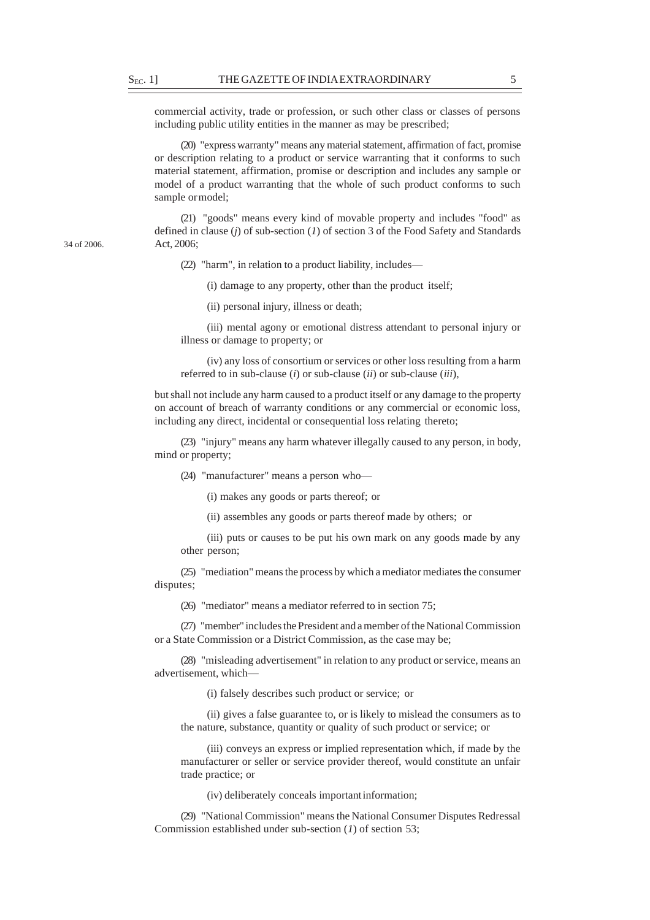commercial activity, trade or profession, or such other class or classes of persons including public utility entities in the manner as may be prescribed;

(20) "express warranty" means any material statement, affirmation of fact, promise or description relating to a product or service warranting that it conforms to such material statement, affirmation, promise or description and includes any sample or model of a product warranting that the whole of such product conforms to such sample or model;

(21) "goods" means every kind of movable property and includes "food" as defined in clause (*j*) of sub-section (*1*) of section 3 of the Food Safety and Standards Act, 2006;

34 of 2006.

(22) "harm", in relation to a product liability, includes—

(i) damage to any property, other than the product itself;

(ii) personal injury, illness or death;

(iii) mental agony or emotional distress attendant to personal injury or illness or damage to property; or

(iv) any loss of consortium or services or other loss resulting from a harm referred to in sub-clause (*i*) or sub-clause (*ii*) or sub-clause (*iii*),

but shall not include any harm caused to a product itself or any damage to the property on account of breach of warranty conditions or any commercial or economic loss, including any direct, incidental or consequential loss relating thereto;

(23) "injury" means any harm whatever illegally caused to any person, in body, mind or property;

(24) "manufacturer" means a person who—

(i) makes any goods or parts thereof; or

(ii) assembles any goods or parts thereof made by others; or

(iii) puts or causes to be put his own mark on any goods made by any other person;

(25) "mediation" means the process by which a mediator mediates the consumer disputes;

(26) "mediator" means a mediator referred to in section 75;

(27) "member" includes the President and a member of the National Commission or a State Commission or a District Commission, as the case may be;

(28) "misleading advertisement" in relation to any product or service, means an advertisement, which—

(i) falsely describes such product or service; or

(ii) gives a false guarantee to, or is likely to mislead the consumers as to the nature, substance, quantity or quality of such product or service; or

(iii) conveys an express or implied representation which, if made by the manufacturer or seller or service provider thereof, would constitute an unfair trade practice; or

(iv) deliberately conceals important information;

(29) "National Commission" means the National Consumer Disputes Redressal Commission established under sub-section (*1*) of section 53;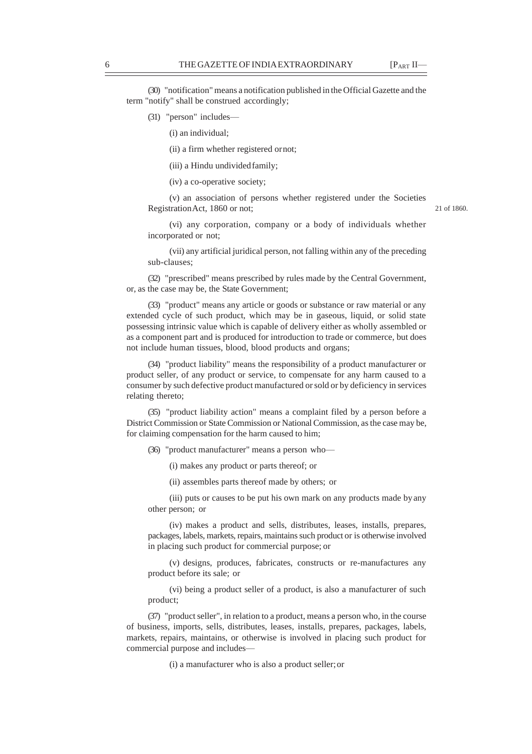(30) "notification" means a notification published in the Official Gazette and the term "notify" shall be construed accordingly;

(31) "person" includes—

(i) an individual;

(ii) a firm whether registered or not;

(iii) a Hindu undivided family;

(iv) a co-operative society;

(v) an association of persons whether registered under the Societies Registration Act, 1860 or not; 21 of 1860.

(vi) any corporation, company or a body of individuals whether incorporated or not;

(vii) any artificial juridical person, not falling within any of the preceding sub-clauses;

(32) "prescribed" means prescribed by rules made by the Central Government, or, as the case may be, the State Government;

(33) "product" means any article or goods or substance or raw material or any extended cycle of such product, which may be in gaseous, liquid, or solid state possessing intrinsic value which is capable of delivery either as wholly assembled or as a component part and is produced for introduction to trade or commerce, but does not include human tissues, blood, blood products and organs;

(34) "product liability" means the responsibility of a product manufacturer or product seller, of any product or service, to compensate for any harm caused to a consumer by such defective product manufactured or sold or by deficiency in services relating thereto;

(35) "product liability action" means a complaint filed by a person before a District Commission or State Commission or National Commission, as the case may be, for claiming compensation for the harm caused to him;

(36) "product manufacturer" means a person who—

(i) makes any product or parts thereof; or

(ii) assembles parts thereof made by others; or

(iii) puts or causes to be put his own mark on any products made by any other person; or

(iv) makes a product and sells, distributes, leases, installs, prepares, packages, labels, markets, repairs, maintains such product or is otherwise involved in placing such product for commercial purpose; or

(v) designs, produces, fabricates, constructs or re-manufactures any product before its sale; or

(vi) being a product seller of a product, is also a manufacturer of such product;

(37) "product seller", in relation to a product, means a person who, in the course of business, imports, sells, distributes, leases, installs, prepares, packages, labels, markets, repairs, maintains, or otherwise is involved in placing such product for commercial purpose and includes—

(i) a manufacturer who is also a product seller; or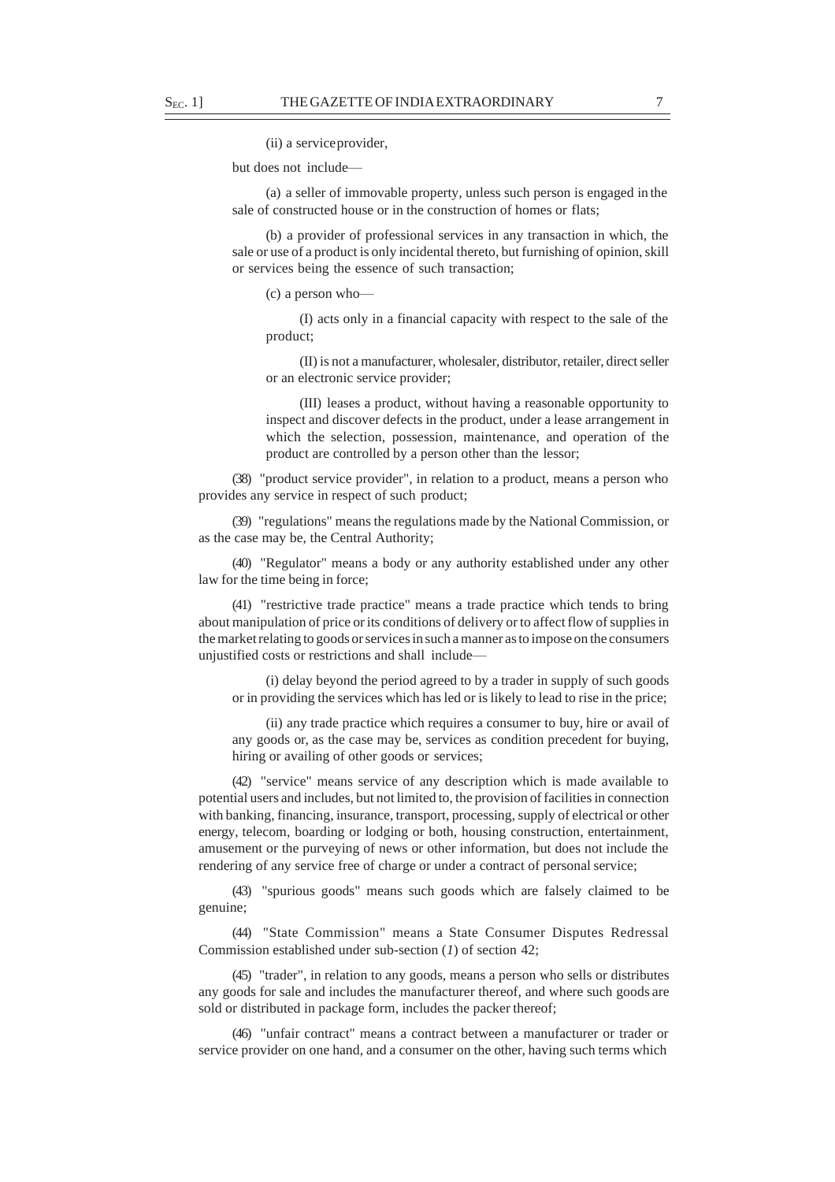(ii) a service provider,

but does not include—

(a) a seller of immovable property, unless such person is engaged in the sale of constructed house or in the construction of homes or flats;

(b) a provider of professional services in any transaction in which, the sale or use of a product is only incidental thereto, but furnishing of opinion, skill or services being the essence of such transaction;

(c) a person who—

(I) acts only in a financial capacity with respect to the sale of the product;

(II) is not a manufacturer, wholesaler, distributor, retailer, direct seller or an electronic service provider;

(III) leases a product, without having a reasonable opportunity to inspect and discover defects in the product, under a lease arrangement in which the selection, possession, maintenance, and operation of the product are controlled by a person other than the lessor;

(38) "product service provider", in relation to a product, means a person who provides any service in respect of such product;

(39) "regulations" means the regulations made by the National Commission, or as the case may be, the Central Authority;

(40) "Regulator" means a body or any authority established under any other law for the time being in force;

(41) "restrictive trade practice" means a trade practice which tends to bring about manipulation of price or its conditions of delivery or to affect flow of supplies in the market relating to goods or services in such a manner as to impose on the consumers unjustified costs or restrictions and shall include—

(i) delay beyond the period agreed to by a trader in supply of such goods or in providing the services which has led or is likely to lead to rise in the price;

(ii) any trade practice which requires a consumer to buy, hire or avail of any goods or, as the case may be, services as condition precedent for buying, hiring or availing of other goods or services;

(42) "service" means service of any description which is made available to potential users and includes, but not limited to, the provision of facilities in connection with banking, financing, insurance, transport, processing, supply of electrical or other energy, telecom, boarding or lodging or both, housing construction, entertainment, amusement or the purveying of news or other information, but does not include the rendering of any service free of charge or under a contract of personal service;

(43) "spurious goods" means such goods which are falsely claimed to be genuine;

(44) "State Commission" means a State Consumer Disputes Redressal Commission established under sub-section (*1*) of section 42;

(45) "trader", in relation to any goods, means a person who sells or distributes any goods for sale and includes the manufacturer thereof, and where such goods are sold or distributed in package form, includes the packer thereof;

(46) "unfair contract" means a contract between a manufacturer or trader or service provider on one hand, and a consumer on the other, having such terms which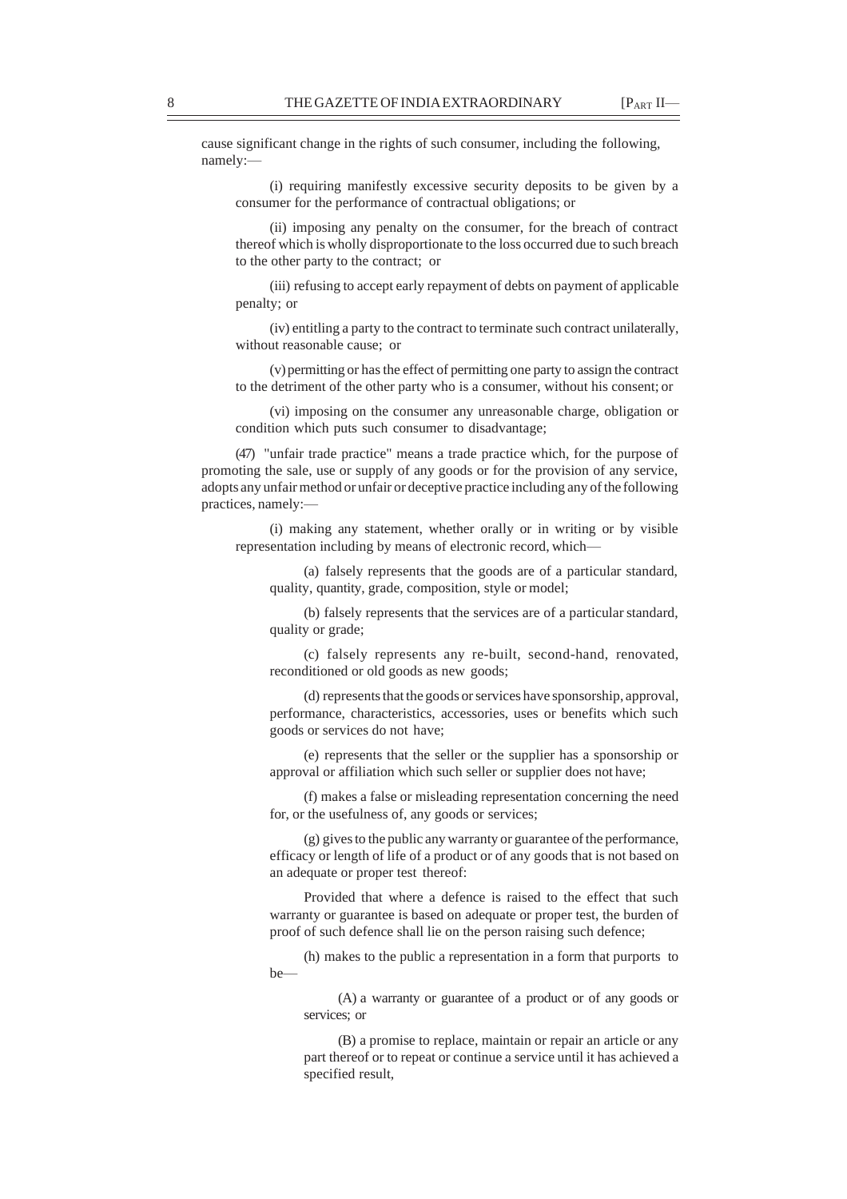cause significant change in the rights of such consumer, including the following, namely:—

(i) requiring manifestly excessive security deposits to be given by a consumer for the performance of contractual obligations; or

(ii) imposing any penalty on the consumer, for the breach of contract thereof which is wholly disproportionate to the loss occurred due to such breach to the other party to the contract; or

(iii) refusing to accept early repayment of debts on payment of applicable penalty; or

(iv) entitling a party to the contract to terminate such contract unilaterally, without reasonable cause; or

(v) permitting or has the effect of permitting one party to assign the contract to the detriment of the other party who is a consumer, without his consent; or

(vi) imposing on the consumer any unreasonable charge, obligation or condition which puts such consumer to disadvantage;

(47) "unfair trade practice" means a trade practice which, for the purpose of promoting the sale, use or supply of any goods or for the provision of any service, adopts any unfair method or unfair or deceptive practice including any of the following practices, namely:—

(i) making any statement, whether orally or in writing or by visible representation including by means of electronic record, which—

(a) falsely represents that the goods are of a particular standard, quality, quantity, grade, composition, style or model;

(b) falsely represents that the services are of a particular standard, quality or grade;

(c) falsely represents any re-built, second-hand, renovated, reconditioned or old goods as new goods;

(d) represents that the goods or services have sponsorship, approval, performance, characteristics, accessories, uses or benefits which such goods or services do not have;

(e) represents that the seller or the supplier has a sponsorship or approval or affiliation which such seller or supplier does not have;

(f) makes a false or misleading representation concerning the need for, or the usefulness of, any goods or services;

(g) gives to the public any warranty or guarantee of the performance, efficacy or length of life of a product or of any goods that is not based on an adequate or proper test thereof:

Provided that where a defence is raised to the effect that such warranty or guarantee is based on adequate or proper test, the burden of proof of such defence shall lie on the person raising such defence;

(h) makes to the public a representation in a form that purports to be—

(A) a warranty or guarantee of a product or of any goods or services; or

(B) a promise to replace, maintain or repair an article or any part thereof or to repeat or continue a service until it has achieved a specified result,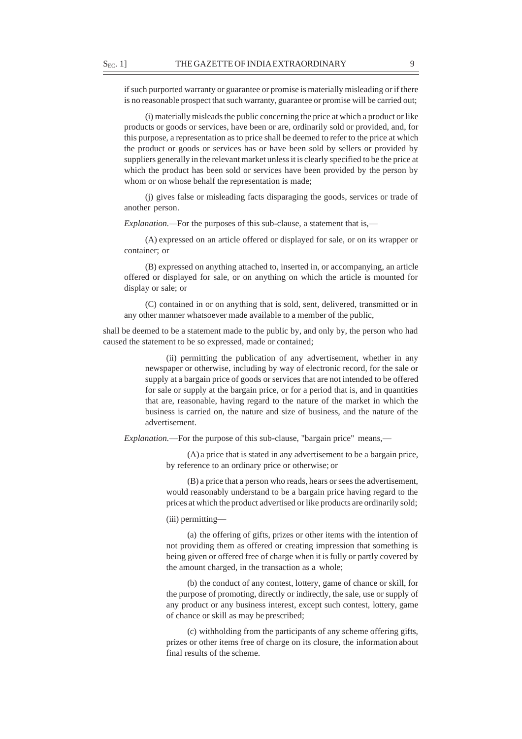if such purported warranty or guarantee or promise is materially misleading or if there is no reasonable prospect that such warranty, guarantee or promise will be carried out;

(i) materially misleads the public concerning the price at which a product or like products or goods or services, have been or are, ordinarily sold or provided, and, for this purpose, a representation as to price shall be deemed to refer to the price at which the product or goods or services has or have been sold by sellers or provided by suppliers generally in the relevant market unless it is clearly specified to be the price at which the product has been sold or services have been provided by the person by whom or on whose behalf the representation is made;

(j) gives false or misleading facts disparaging the goods, services or trade of another person.

*Explanation.*—For the purposes of this sub-clause, a statement that is,—

(A) expressed on an article offered or displayed for sale, or on its wrapper or container; or

(B) expressed on anything attached to, inserted in, or accompanying, an article offered or displayed for sale, or on anything on which the article is mounted for display or sale; or

(C) contained in or on anything that is sold, sent, delivered, transmitted or in any other manner whatsoever made available to a member of the public,

shall be deemed to be a statement made to the public by, and only by, the person who had caused the statement to be so expressed, made or contained;

(ii) permitting the publication of any advertisement, whether in any newspaper or otherwise, including by way of electronic record, for the sale or supply at a bargain price of goods or services that are not intended to be offered for sale or supply at the bargain price, or for a period that is, and in quantities that are, reasonable, having regard to the nature of the market in which the business is carried on, the nature and size of business, and the nature of the advertisement.

*Explanation.*—For the purpose of this sub-clause, "bargain price" means,—

(A) a price that is stated in any advertisement to be a bargain price, by reference to an ordinary price or otherwise; or

(B) a price that a person who reads, hears or sees the advertisement, would reasonably understand to be a bargain price having regard to the prices at which the product advertised or like products are ordinarily sold;

(iii) permitting—

(a) the offering of gifts, prizes or other items with the intention of not providing them as offered or creating impression that something is being given or offered free of charge when it is fully or partly covered by the amount charged, in the transaction as a whole;

(b) the conduct of any contest, lottery, game of chance or skill, for the purpose of promoting, directly or indirectly, the sale, use or supply of any product or any business interest, except such contest, lottery, game of chance or skill as may be prescribed;

(c) withholding from the participants of any scheme offering gifts, prizes or other items free of charge on its closure, the information about final results of the scheme.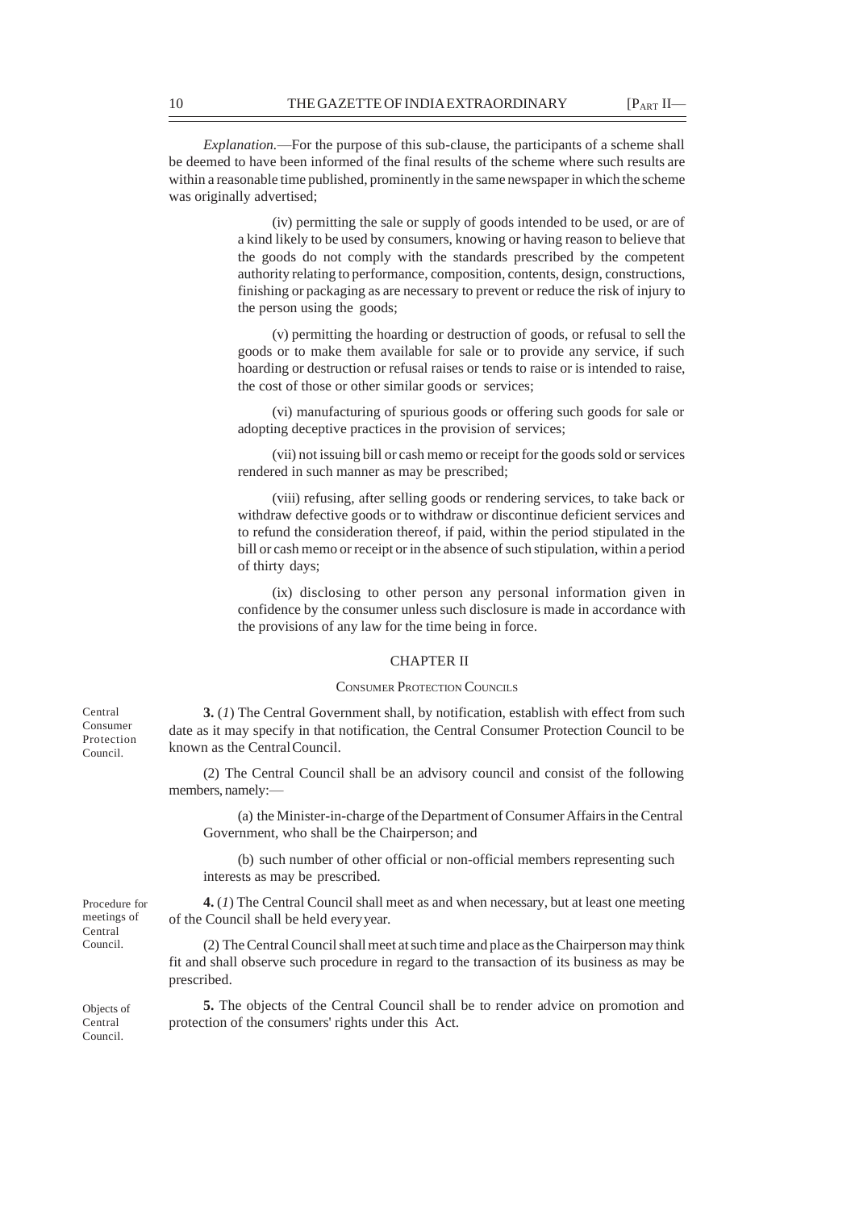*Explanation*.—For the purpose of this sub-clause, the participants of a scheme shall be deemed to have been informed of the final results of the scheme where such results are within a reasonable time published, prominently in the same newspaper in which the scheme was originally advertised;

(iv) permitting the sale or supply of goods intended to be used, or are of a kind likely to be used by consumers, knowing or having reason to believe that the goods do not comply with the standards prescribed by the competent authority relating to performance, composition, contents, design, constructions, finishing or packaging as are necessary to prevent or reduce the risk of injury to the person using the goods;

(v) permitting the hoarding or destruction of goods, or refusal to sell the goods or to make them available for sale or to provide any service, if such hoarding or destruction or refusal raises or tends to raise or is intended to raise, the cost of those or other similar goods or services;

(vi) manufacturing of spurious goods or offering such goods for sale or adopting deceptive practices in the provision of services;

(vii) not issuing bill or cash memo or receipt for the goods sold or services rendered in such manner as may be prescribed;

(viii) refusing, after selling goods or rendering services, to take back or withdraw defective goods or to withdraw or discontinue deficient services and to refund the consideration thereof, if paid, within the period stipulated in the bill or cash memo or receipt or in the absence of such stipulation, within a period of thirty days;

(ix) disclosing to other person any personal information given in confidence by the consumer unless such disclosure is made in accordance with the provisions of any law for the time being in force.

## CHAPTER II

### CONSUMER PROTECTION COUNCILS

*Central Consumer Protection Council.*

**3.** (*1*) The Central Government shall, by notification, establish with effect from such date as it may specify in that notification, the Central Consumer Protection Council to be known as the Central Council.

(2) The Central Council shall be an advisory council and consist of the following members, namely:—

(a) the Minister-in-charge of the Department of Consumer Affairs in the Central Government, who shall be the Chairperson; and

(b) such number of other official or non-official members representing such interests as may be prescribed.

*Procedure for meetings of Central Council.*

**4.** (*1*) The Central Council shall meet as and when necessary, but at least one meeting of the Council shall be held every year.

(2) The Central Council shall meet at such time and place as the Chairperson may think fit and shall observe such procedure in regard to the transaction of its business as may be prescribed.

*Objects of Central Council.*

**5.** The objects of the Central Council shall be to render advice on promotion and protection of the consumers' rights under this Act.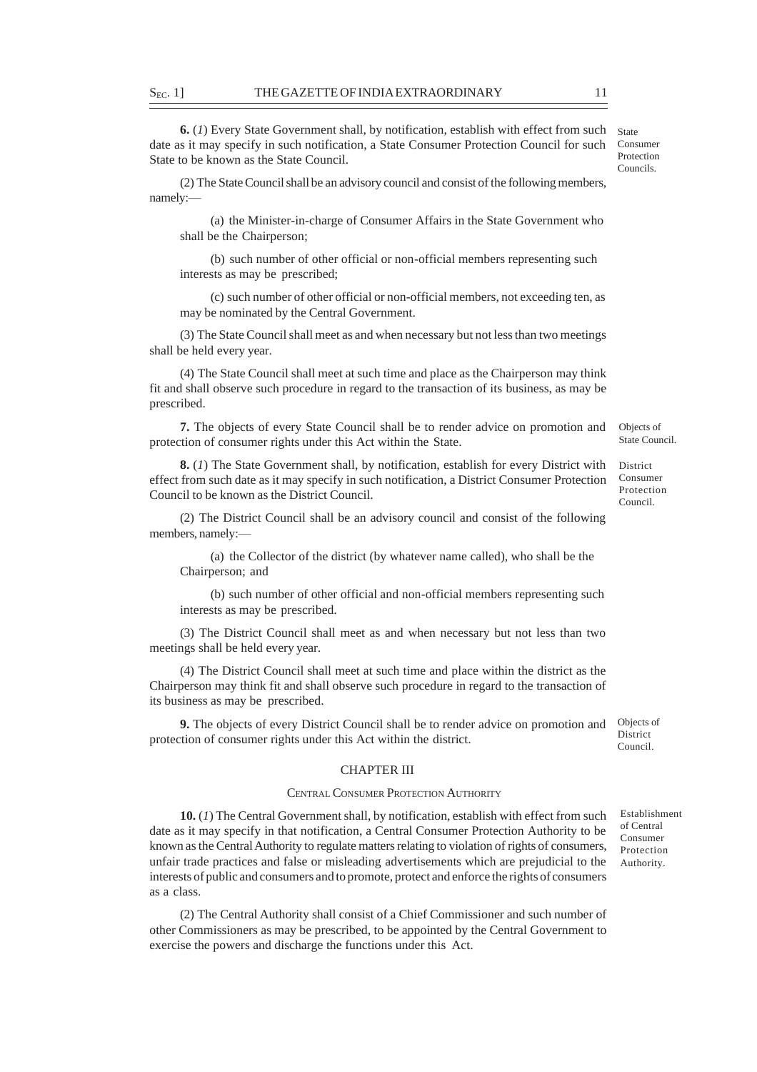**6.** (*1*) Every State Government shall, by notification, establish with effect from such date as it may specify in such notification, a State Consumer Protection Council for such State to be known as the State Council.

State Consumer Protection Councils.

(2) The State Council shall be an advisory council and consist of the following members, namely:—

(a) the Minister-in-charge of Consumer Affairs in the State Government who shall be the Chairperson;

(b) such number of other official or non-official members representing such interests as may be prescribed;

(c) such number of other official or non-official members, not exceeding ten, as may be nominated by the Central Government.

(3) The State Council shall meet as and when necessary but not less than two meetings shall be held every year.

(4) The State Council shall meet at such time and place as the Chairperson may think fit and shall observe such procedure in regard to the transaction of its business, as may be prescribed.

**7.** The objects of every State Council shall be to render advice on promotion and protection of consumer rights under this Act within the State.

Objects of State Council.

**8.** (*1*) The State Government shall, by notification, establish for every District with effect from such date as it may specify in such notification, a District Consumer Protection Council to be known as the District Council.

District Consumer Protection Council.

(2) The District Council shall be an advisory council and consist of the following members, namely:—

(a) the Collector of the district (by whatever name called), who shall be the Chairperson; and

(b) such number of other official and non-official members representing such interests as may be prescribed.

(3) The District Council shall meet as and when necessary but not less than two meetings shall be held every year.

(4) The District Council shall meet at such time and place within the district as the Chairperson may think fit and shall observe such procedure in regard to the transaction of its business as may be prescribed.

**9.** The objects of every District Council shall be to render advice on promotion and protection of consumer rights under this Act within the district.

Objects of District Council.

## CHAPTER III

### CENTRAL CONSUMER PROTECTION AUTHORITY

**10.** (*1*) The Central Government shall, by notification, establish with effect from such date as it may specify in that notification, a Central Consumer Protection Authority to be known as the Central Authority to regulate matters relating to violation of rights of consumers, unfair trade practices and false or misleading advertisements which are prejudicial to the interests of public and consumers and to promote, protect and enforce the rights of consumers as a class.

Establishment of Central Consumer Protection Authority.

(2) The Central Authority shall consist of a Chief Commissioner and such number of other Commissioners as may be prescribed, to be appointed by the Central Government to exercise the powers and discharge the functions under this Act.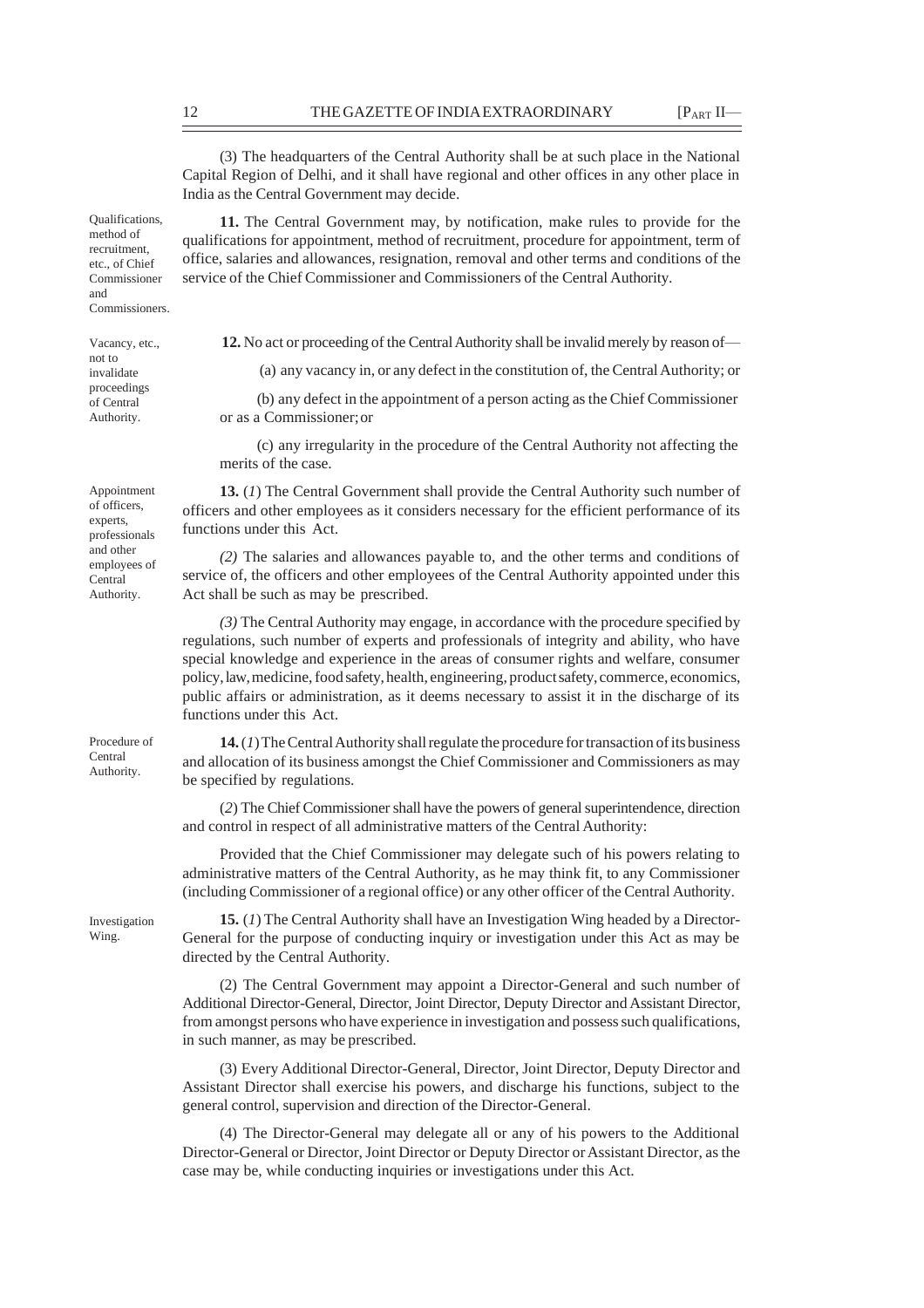(3) The headquarters of the Central Authority shall be at such place in the National Capital Region of Delhi, and it shall have regional and other offices in any other place in India as the Central Government may decide.

Qualifications, method of recruitment, etc., of Chief Commissioner and Commissioners.

**11.** The Central Government may, by notification, make rules to provide for the qualifications for appointment, method of recruitment, procedure for appointment, term of office, salaries and allowances, resignation, removal and other terms and conditions of the service of the Chief Commissioner and Commissioners of the Central Authority.

Vacancy, etc., not to invalidate proceedings of Central Authority.

**12.** No act or proceeding of the Central Authority shall be invalid merely by reason of—

(a) any vacancy in, or any defect in the constitution of, the Central Authority; or

(b) any defect in the appointment of a person acting as the Chief Commissioner or as a Commissioner; or

(c) any irregularity in the procedure of the Central Authority not affecting the merits of the case.

Appointment of officers, experts, professionals and other employees of Central Authority.

**13.** (*1*) The Central Government shall provide the Central Authority such number of officers and other employees as it considers necessary for the efficient performance of its functions under this Act.

*(2)* The salaries and allowances payable to, and the other terms and conditions of service of, the officers and other employees of the Central Authority appointed under this Act shall be such as may be prescribed.

*(3)* The Central Authority may engage, in accordance with the procedure specified by regulations, such number of experts and professionals of integrity and ability, who have special knowledge and experience in the areas of consumer rights and welfare, consumer policy, law, medicine, food safety, health, engineering, product safety, commerce, economics, public affairs or administration, as it deems necessary to assist it in the discharge of its functions under this Act.

Procedure of Central Authority.

**14.** (*1*) The Central Authority shall regulate the procedure for transaction of its business and allocation of its business amongst the Chief Commissioner and Commissioners as may be specified by regulations.

(*2*) The Chief Commissioner shall have the powers of general superintendence, direction and control in respect of all administrative matters of the Central Authority:

Provided that the Chief Commissioner may delegate such of his powers relating to administrative matters of the Central Authority, as he may think fit, to any Commissioner (including Commissioner of a regional office) or any other officer of the Central Authority.

Investigation Wing.

**15.** (*1*) The Central Authority shall have an Investigation Wing headed by a Director-General for the purpose of conducting inquiry or investigation under this Act as may be directed by the Central Authority.

(2) The Central Government may appoint a Director-General and such number of Additional Director-General, Director, Joint Director, Deputy Director and Assistant Director, from amongst persons who have experience in investigation and possess such qualifications, in such manner, as may be prescribed.

(3) Every Additional Director-General, Director, Joint Director, Deputy Director and Assistant Director shall exercise his powers, and discharge his functions, subject to the general control, supervision and direction of the Director-General.

(4) The Director-General may delegate all or any of his powers to the Additional Director-General or Director, Joint Director or Deputy Director or Assistant Director, as the case may be, while conducting inquiries or investigations under this Act.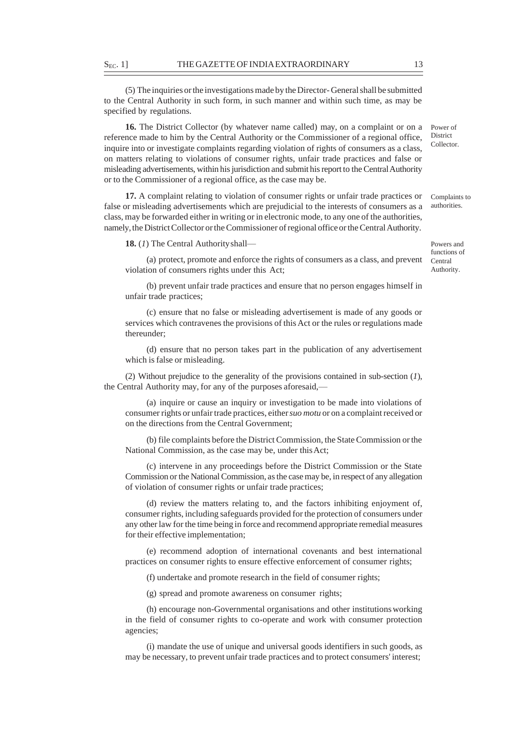(5) The inquiries or the investigations made by the Director- General shall be submitted to the Central Authority in such form, in such manner and within such time, as may be specified by regulations.

Power of District Collector.

**16.** The District Collector (by whatever name called) may, on a complaint or on a reference made to him by the Central Authority or the Commissioner of a regional office, inquire into or investigate complaints regarding violation of rights of consumers as a class, on matters relating to violations of consumer rights, unfair trade practices and false or misleading advertisements, within his jurisdiction and submit his report to the Central Authority or to the Commissioner of a regional office, as the case may be.

Complaints to authorities.

**17.** A complaint relating to violation of consumer rights or unfair trade practices or false or misleading advertisements which are prejudicial to the interests of consumers as a class, may be forwarded either in writing or in electronic mode, to any one of the authorities, namely, the District Collector or the Commissioner of regional office or the Central Authority.

Powers and functions of Central Authority.

**18.** (*1*) The Central Authority shall—

(a) protect, promote and enforce the rights of consumers as a class, and prevent violation of consumers rights under this Act;

(b) prevent unfair trade practices and ensure that no person engages himself in unfair trade practices;

(c) ensure that no false or misleading advertisement is made of any goods or services which contravenes the provisions of this Act or the rules or regulations made thereunder;

(d) ensure that no person takes part in the publication of any advertisement which is false or misleading.

(2) Without prejudice to the generality of the provisions contained in sub-section (*1*), the Central Authority may, for any of the purposes aforesaid,—

(a) inquire or cause an inquiry or investigation to be made into violations of consumer rights or unfair trade practices, either *suo motu* or on a complaint received or on the directions from the Central Government;

(b) file complaints before the District Commission, the State Commission or the National Commission, as the case may be, under this Act;

(c) intervene in any proceedings before the District Commission or the State Commission or the National Commission, as the case may be, in respect of any allegation of violation of consumer rights or unfair trade practices;

(d) review the matters relating to, and the factors inhibiting enjoyment of, consumer rights, including safeguards provided for the protection of consumers under any other law for the time being in force and recommend appropriate remedial measures for their effective implementation;

(e) recommend adoption of international covenants and best international practices on consumer rights to ensure effective enforcement of consumer rights;

(f) undertake and promote research in the field of consumer rights;

(g) spread and promote awareness on consumer rights;

(h) encourage non-Governmental organisations and other institutions working in the field of consumer rights to co-operate and work with consumer protection agencies;

(i) mandate the use of unique and universal goods identifiers in such goods, as may be necessary, to prevent unfair trade practices and to protect consumers' interest;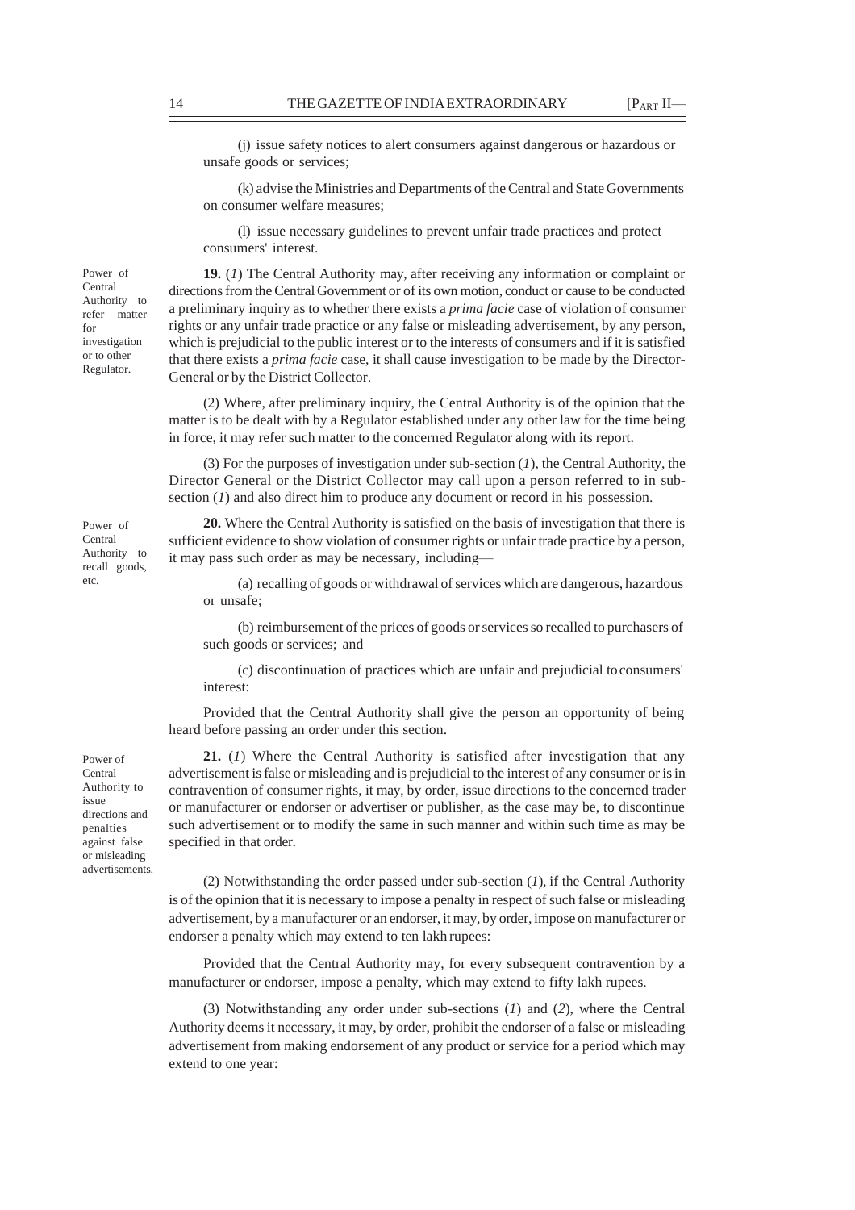(j) issue safety notices to alert consumers against dangerous or hazardous or unsafe goods or services;

(k) advise the Ministries and Departments of the Central and State Governments on consumer welfare measures;

(l) issue necessary guidelines to prevent unfair trade practices and protect consumers' interest.

Power of Central Authority to refer matter for investigation or to other Regulator.

**19.** (*1*) The Central Authority may, after receiving any information or complaint or directions from the Central Government or of its own motion, conduct or cause to be conducted a preliminary inquiry as to whether there exists a *prima facie* case of violation of consumer rights or any unfair trade practice or any false or misleading advertisement, by any person, which is prejudicial to the public interest or to the interests of consumers and if it is satisfied that there exists a *prima facie* case, it shall cause investigation to be made by the Director-General or by the District Collector.

(2) Where, after preliminary inquiry, the Central Authority is of the opinion that the matter is to be dealt with by a Regulator established under any other law for the time being in force, it may refer such matter to the concerned Regulator along with its report.

(3) For the purposes of investigation under sub-section (*1*), the Central Authority, the Director General or the District Collector may call upon a person referred to in sub-section (*1*) and also direct him to produce any document or record in his possession.

Power of Central Authority to recall goods, etc.

**20.** Where the Central Authority is satisfied on the basis of investigation that there is sufficient evidence to show violation of consumer rights or unfair trade practice by a person, it may pass such order as may be necessary, including—

(a) recalling of goods or withdrawal of services which are dangerous, hazardous or unsafe;

(b) reimbursement of the prices of goods or services so recalled to purchasers of such goods or services; and

(c) discontinuation of practices which are unfair and prejudicial to consumers' interest:

Provided that the Central Authority shall give the person an opportunity of being heard before passing an order under this section.

Power of Central Authority to issue directions and penalties against false or misleading advertisements.

**21.** (*1*) Where the Central Authority is satisfied after investigation that any advertisement is false or misleading and is prejudicial to the interest of any consumer or is in contravention of consumer rights, it may, by order, issue directions to the concerned trader or manufacturer or endorser or advertiser or publisher, as the case may be, to discontinue such advertisement or to modify the same in such manner and within such time as may be specified in that order.

(2) Notwithstanding the order passed under sub-section (*1*), if the Central Authority is of the opinion that it is necessary to impose a penalty in respect of such false or misleading advertisement, by a manufacturer or an endorser, it may, by order, impose on manufacturer or endorser a penalty which may extend to ten lakh rupees:

Provided that the Central Authority may, for every subsequent contravention by a manufacturer or endorser, impose a penalty, which may extend to fifty lakh rupees.

(3) Notwithstanding any order under sub-sections (*1*) and (*2*), where the Central Authority deems it necessary, it may, by order, prohibit the endorser of a false or misleading advertisement from making endorsement of any product or service for a period which may extend to one year: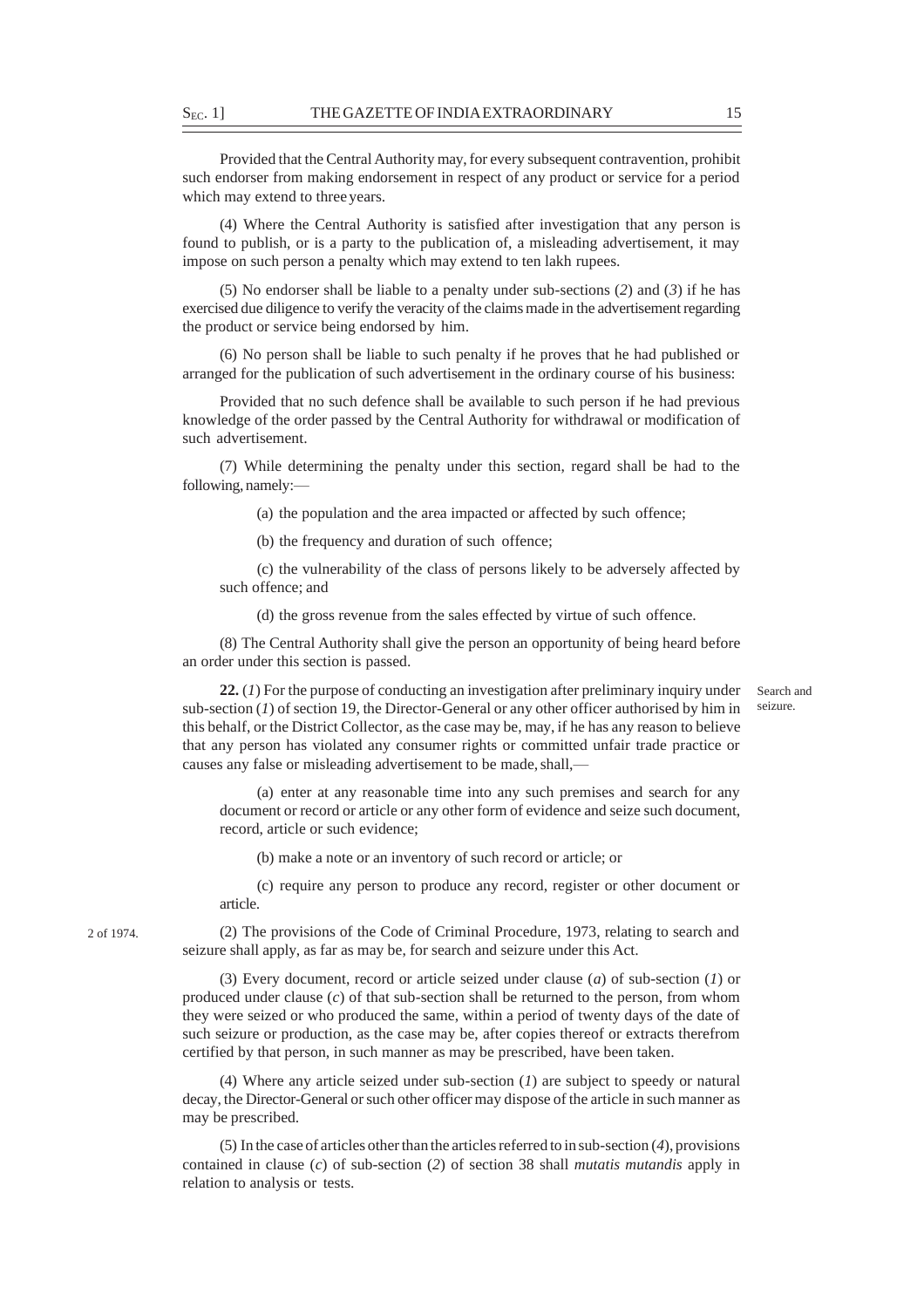Provided that the Central Authority may, for every subsequent contravention, prohibit such endorser from making endorsement in respect of any product or service for a period which may extend to three years.

(4) Where the Central Authority is satisfied after investigation that any person is found to publish, or is a party to the publication of, a misleading advertisement, it may impose on such person a penalty which may extend to ten lakh rupees.

(5) No endorser shall be liable to a penalty under sub-sections (*2*) and (*3*) if he has exercised due diligence to verify the veracity of the claims made in the advertisement regarding the product or service being endorsed by him.

(6) No person shall be liable to such penalty if he proves that he had published or arranged for the publication of such advertisement in the ordinary course of his business:

Provided that no such defence shall be available to such person if he had previous knowledge of the order passed by the Central Authority for withdrawal or modification of such advertisement.

(7) While determining the penalty under this section, regard shall be had to the following, namely:—

(a) the population and the area impacted or affected by such offence;

(b) the frequency and duration of such offence;

(c) the vulnerability of the class of persons likely to be adversely affected by such offence; and

(d) the gross revenue from the sales effected by virtue of such offence.

(8) The Central Authority shall give the person an opportunity of being heard before an order under this section is passed.

Search and seizure.

**22.** (*1*) For the purpose of conducting an investigation after preliminary inquiry under sub-section (*1*) of section 19, the Director-General or any other officer authorised by him in this behalf, or the District Collector, as the case may be, may, if he has any reason to believe that any person has violated any consumer rights or committed unfair trade practice or causes any false or misleading advertisement to be made, shall,—

(a) enter at any reasonable time into any such premises and search for any document or record or article or any other form of evidence and seize such document, record, article or such evidence;

(b) make a note or an inventory of such record or article; or

(c) require any person to produce any record, register or other document or article.

2 of 1974.

(2) The provisions of the Code of Criminal Procedure, 1973, relating to search and seizure shall apply, as far as may be, for search and seizure under this Act.

(3) Every document, record or article seized under clause (*a*) of sub-section (*1*) or produced under clause (*c*) of that sub-section shall be returned to the person, from whom they were seized or who produced the same, within a period of twenty days of the date of such seizure or production, as the case may be, after copies thereof or extracts therefrom certified by that person, in such manner as may be prescribed, have been taken.

(4) Where any article seized under sub-section (*1*) are subject to speedy or natural decay, the Director-General or such other officer may dispose of the article in such manner as may be prescribed.

(5) In the case of articles other than the articles referred to in sub-section (*4*), provisions contained in clause (*c*) of sub-section (*2*) of section 38 shall *mutatis mutandis* apply in relation to analysis or tests.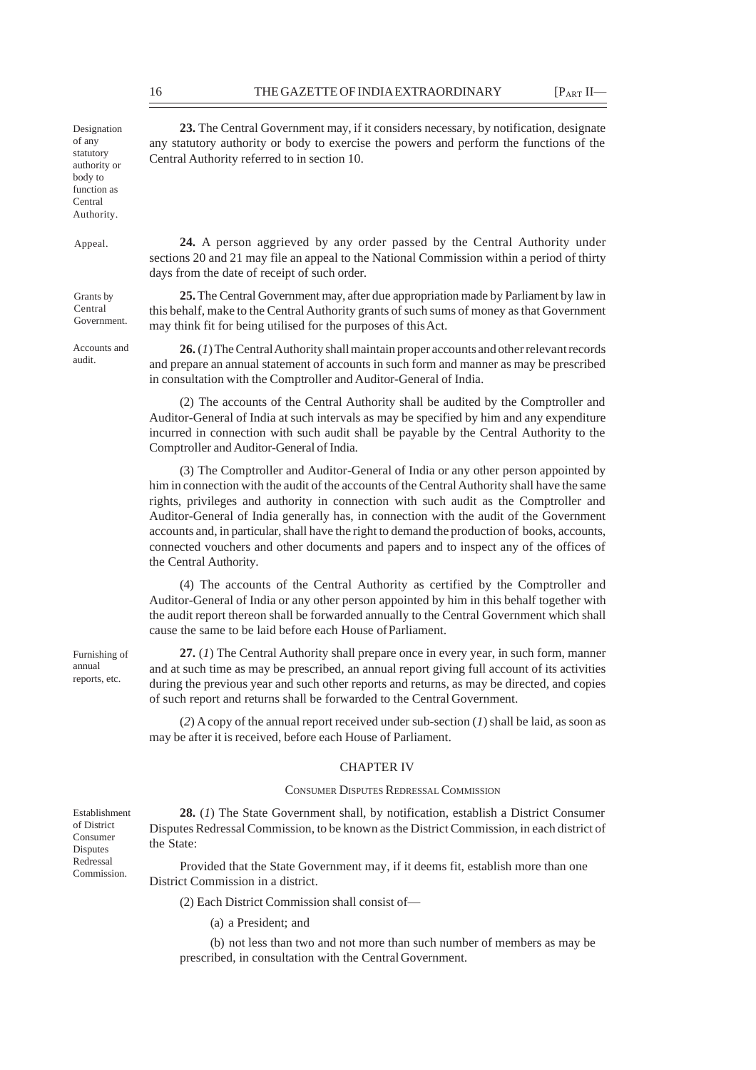Designation of any statutory authority or body to function as Central Authority.

**23.** The Central Government may, if it considers necessary, by notification, designate any statutory authority or body to exercise the powers and perform the functions of the Central Authority referred to in section 10.

Appeal.

**24.** A person aggrieved by any order passed by the Central Authority under sections 20 and 21 may file an appeal to the National Commission within a period of thirty days from the date of receipt of such order.

Grants by Central Government.

**25.** The Central Government may, after due appropriation made by Parliament by law in this behalf, make to the Central Authority grants of such sums of money as that Government may think fit for being utilised for the purposes of this Act.

Accounts and audit.

**26.** (*1*) The Central Authority shall maintain proper accounts and other relevant records and prepare an annual statement of accounts in such form and manner as may be prescribed in consultation with the Comptroller and Auditor-General of India.

(2) The accounts of the Central Authority shall be audited by the Comptroller and Auditor-General of India at such intervals as may be specified by him and any expenditure incurred in connection with such audit shall be payable by the Central Authority to the Comptroller and Auditor-General of India.

(3) The Comptroller and Auditor-General of India or any other person appointed by him in connection with the audit of the accounts of the Central Authority shall have the same rights, privileges and authority in connection with such audit as the Comptroller and Auditor-General of India generally has, in connection with the audit of the Government accounts and, in particular, shall have the right to demand the production of books, accounts, connected vouchers and other documents and papers and to inspect any of the offices of the Central Authority.

(4) The accounts of the Central Authority as certified by the Comptroller and Auditor-General of India or any other person appointed by him in this behalf together with the audit report thereon shall be forwarded annually to the Central Government which shall cause the same to be laid before each House of Parliament.

Furnishing of annual reports, etc.

**27.** (*1*) The Central Authority shall prepare once in every year, in such form, manner and at such time as may be prescribed, an annual report giving full account of its activities during the previous year and such other reports and returns, as may be directed, and copies of such report and returns shall be forwarded to the Central Government.

(*2*) A copy of the annual report received under sub-section (*1*) shall be laid, as soon as may be after it is received, before each House of Parliament.

## CHAPTER IV

### CONSUMER DISPUTES REDRESSAL COMMISSION

Establishment of District Consumer Disputes Redressal Commission.

**28.** (*1*) The State Government shall, by notification, establish a District Consumer Disputes Redressal Commission, to be known as the District Commission, in each district of the State:

Provided that the State Government may, if it deems fit, establish more than one District Commission in a district.

(2) Each District Commission shall consist of—

(a) a President; and

(b) not less than two and not more than such number of members as may be prescribed, in consultation with the Central Government.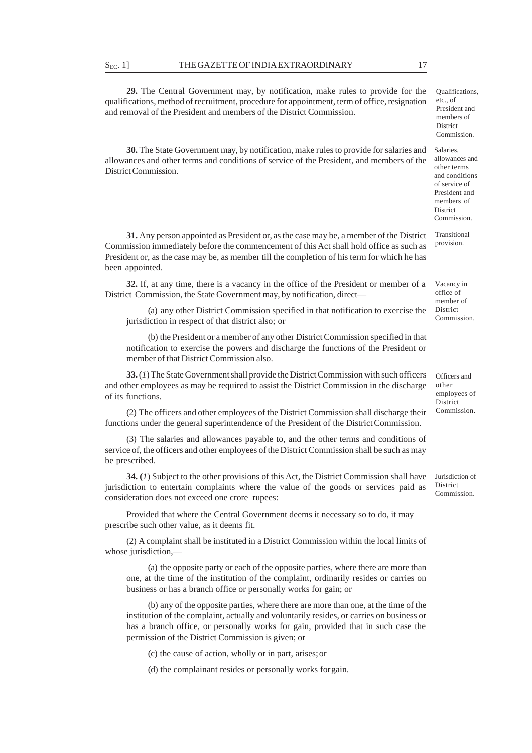**29.** The Central Government may, by notification, make rules to provide for the qualifications, method of recruitment, procedure for appointment, term of office, resignation and removal of the President and members of the District Commission.

Qualifications, etc., of President and members of District Commission.

**30.** The State Government may, by notification, make rules to provide for salaries and allowances and other terms and conditions of service of the President, and members of the District Commission.

Salaries, allowances and other terms and conditions of service of President and members of District Commission.

**31.** Any person appointed as President or, as the case may be, a member of the District Commission immediately before the commencement of this Act shall hold office as such as President or, as the case may be, as member till the completion of his term for which he has been appointed.

Transitional provision.

**32.** If, at any time, there is a vacancy in the office of the President or member of a District Commission, the State Government may, by notification, direct—

Vacancy in office of member of District Commission.

(a) any other District Commission specified in that notification to exercise the jurisdiction in respect of that district also; or

(b) the President or a member of any other District Commission specified in that notification to exercise the powers and discharge the functions of the President or member of that District Commission also.

**33.** (*1*) The State Government shall provide the District Commission with such officers and other employees as may be required to assist the District Commission in the discharge of its functions.

Officers and other employees of District Commission.

(2) The officers and other employees of the District Commission shall discharge their functions under the general superintendence of the President of the District Commission.

(3) The salaries and allowances payable to, and the other terms and conditions of service of, the officers and other employees of the District Commission shall be such as may be prescribed.

**34. (***1***)** Subject to the other provisions of this Act, the District Commission shall have jurisdiction to entertain complaints where the value of the goods or services paid as consideration does not exceed one crore rupees:

Jurisdiction of District Commission.

Provided that where the Central Government deems it necessary so to do, it may prescribe such other value, as it deems fit.

(2) A complaint shall be instituted in a District Commission within the local limits of whose jurisdiction,—

(a) the opposite party or each of the opposite parties, where there are more than one, at the time of the institution of the complaint, ordinarily resides or carries on business or has a branch office or personally works for gain; or

(b) any of the opposite parties, where there are more than one, at the time of the institution of the complaint, actually and voluntarily resides, or carries on business or has a branch office, or personally works for gain, provided that in such case the permission of the District Commission is given; or

(c) the cause of action, wholly or in part, arises; or

(d) the complainant resides or personally works for gain.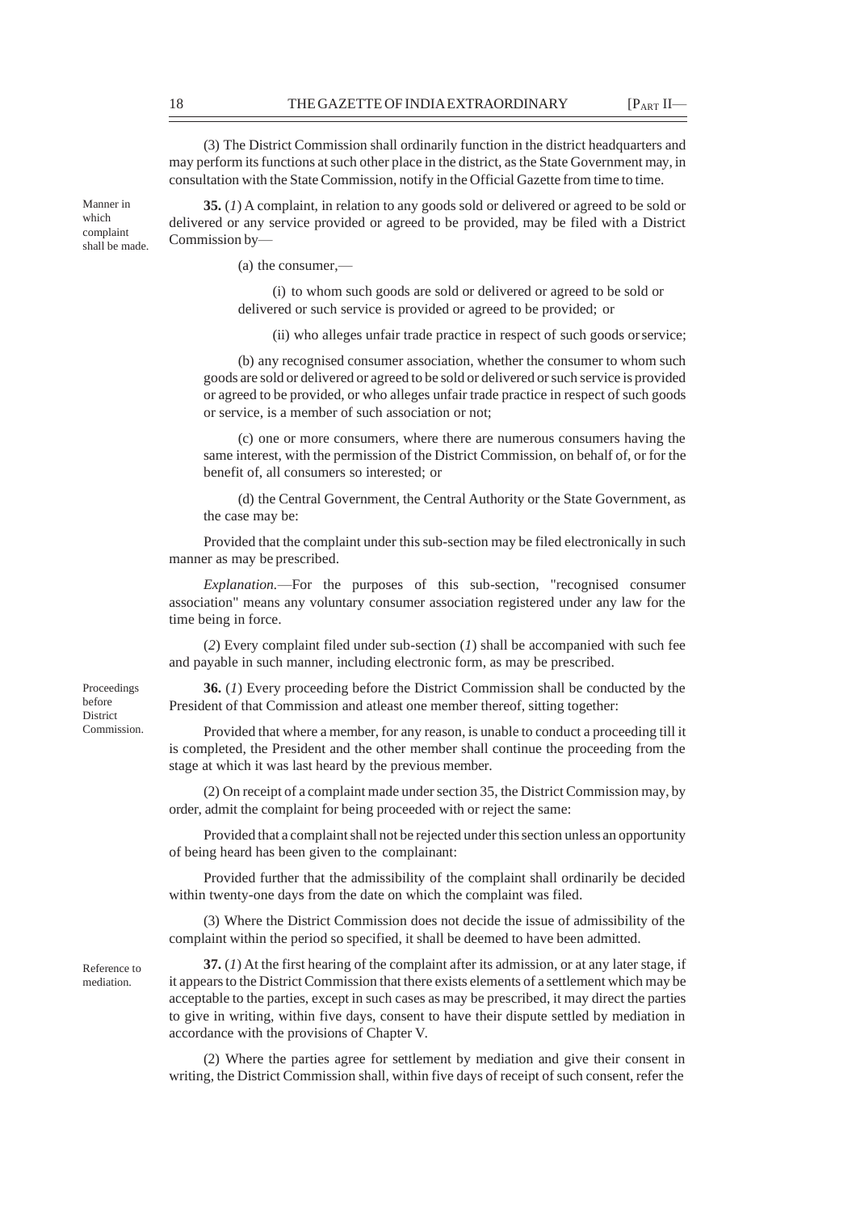(3) The District Commission shall ordinarily function in the district headquarters and may perform its functions at such other place in the district, as the State Government may, in consultation with the State Commission, notify in the Official Gazette from time to time.

Manner in which complaint shall be made.

**35.** (*1*) A complaint, in relation to any goods sold or delivered or agreed to be sold or delivered or any service provided or agreed to be provided, may be filed with a District Commission by—

(a) the consumer,—

(i) to whom such goods are sold or delivered or agreed to be sold or delivered or such service is provided or agreed to be provided; or

(ii) who alleges unfair trade practice in respect of such goods or service;

(b) any recognised consumer association, whether the consumer to whom such goods are sold or delivered or agreed to be sold or delivered or such service is provided or agreed to be provided, or who alleges unfair trade practice in respect of such goods or service, is a member of such association or not;

(c) one or more consumers, where there are numerous consumers having the same interest, with the permission of the District Commission, on behalf of, or for the benefit of, all consumers so interested; or

(d) the Central Government, the Central Authority or the State Government, as the case may be:

Provided that the complaint under this sub-section may be filed electronically in such manner as may be prescribed.

*Explanation.*—For the purposes of this sub-section, "recognised consumer association" means any voluntary consumer association registered under any law for the time being in force.

(*2*) Every complaint filed under sub-section (*1*) shall be accompanied with such fee and payable in such manner, including electronic form, as may be prescribed.

Proceedings before District Commission.

**36.** (*1*) Every proceeding before the District Commission shall be conducted by the President of that Commission and atleast one member thereof, sitting together:

Provided that where a member, for any reason, is unable to conduct a proceeding till it is completed, the President and the other member shall continue the proceeding from the stage at which it was last heard by the previous member.

(2) On receipt of a complaint made under section 35, the District Commission may, by order, admit the complaint for being proceeded with or reject the same:

Provided that a complaint shall not be rejected under this section unless an opportunity of being heard has been given to the complainant:

Provided further that the admissibility of the complaint shall ordinarily be decided within twenty-one days from the date on which the complaint was filed.

(3) Where the District Commission does not decide the issue of admissibility of the complaint within the period so specified, it shall be deemed to have been admitted.

Reference to mediation.

**37.** (*1*) At the first hearing of the complaint after its admission, or at any later stage, if it appears to the District Commission that there exists elements of a settlement which may be acceptable to the parties, except in such cases as may be prescribed, it may direct the parties to give in writing, within five days, consent to have their dispute settled by mediation in accordance with the provisions of Chapter V.

(2) Where the parties agree for settlement by mediation and give their consent in writing, the District Commission shall, within five days of receipt of such consent, refer the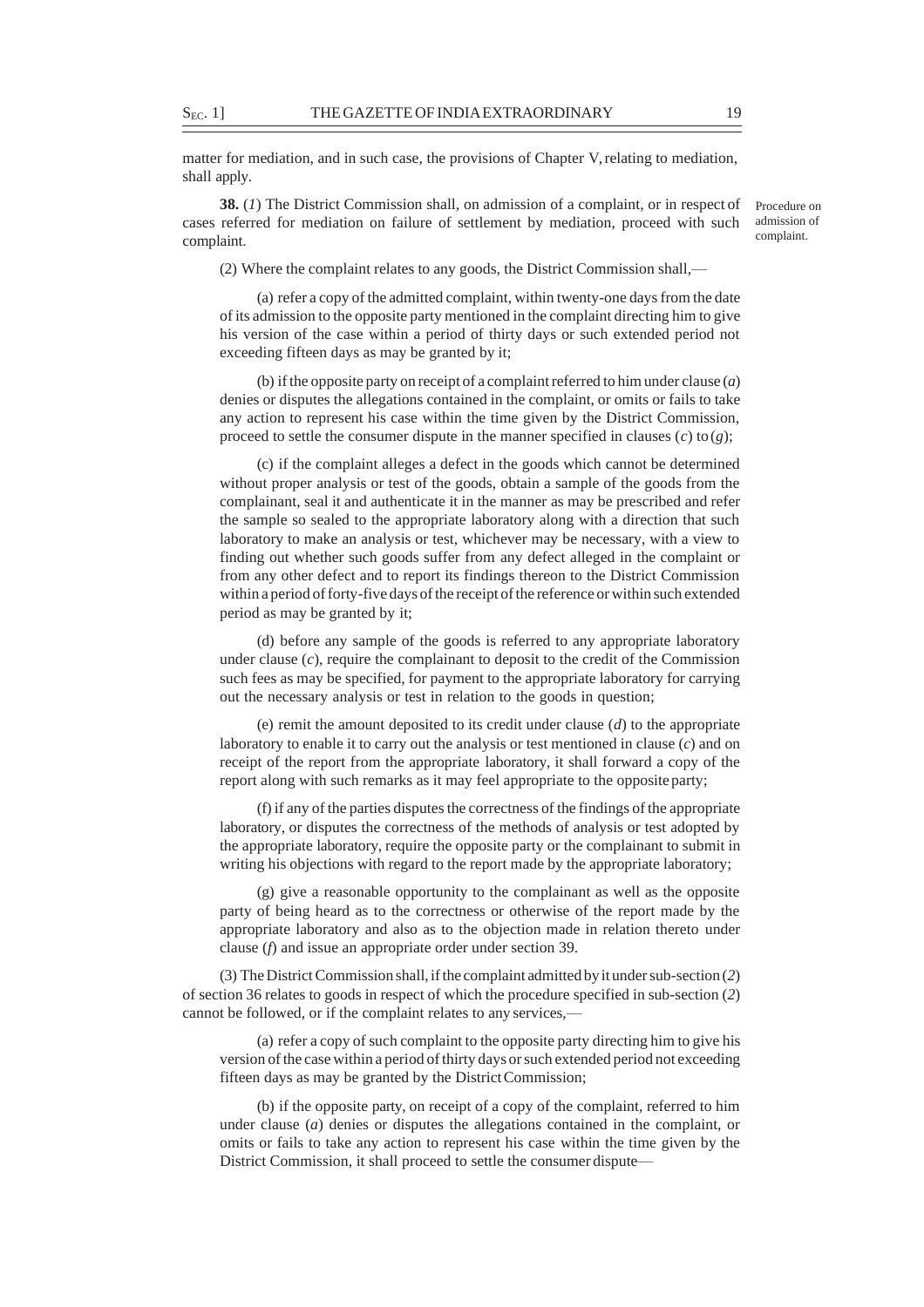matter for mediation, and in such case, the provisions of Chapter V, relating to mediation, shall apply.

**38.** (*1*) The District Commission shall, on admission of a complaint, or in respect of cases referred for mediation on failure of settlement by mediation, proceed with such complaint.

Procedure on admission of complaint.

(2) Where the complaint relates to any goods, the District Commission shall,—

(a) refer a copy of the admitted complaint, within twenty-one days from the date of its admission to the opposite party mentioned in the complaint directing him to give his version of the case within a period of thirty days or such extended period not exceeding fifteen days as may be granted by it;

(b) if the opposite party on receipt of a complaint referred to him under clause (*a*) denies or disputes the allegations contained in the complaint, or omits or fails to take any action to represent his case within the time given by the District Commission, proceed to settle the consumer dispute in the manner specified in clauses (*c*) to (*g*);

(c) if the complaint alleges a defect in the goods which cannot be determined without proper analysis or test of the goods, obtain a sample of the goods from the complainant, seal it and authenticate it in the manner as may be prescribed and refer the sample so sealed to the appropriate laboratory along with a direction that such laboratory to make an analysis or test, whichever may be necessary, with a view to finding out whether such goods suffer from any defect alleged in the complaint or from any other defect and to report its findings thereon to the District Commission within a period of forty-five days of the receipt of the reference or within such extended period as may be granted by it;

(d) before any sample of the goods is referred to any appropriate laboratory under clause (*c*), require the complainant to deposit to the credit of the Commission such fees as may be specified, for payment to the appropriate laboratory for carrying out the necessary analysis or test in relation to the goods in question;

(e) remit the amount deposited to its credit under clause (*d*) to the appropriate laboratory to enable it to carry out the analysis or test mentioned in clause (*c*) and on receipt of the report from the appropriate laboratory, it shall forward a copy of the report along with such remarks as it may feel appropriate to the opposite party;

(f) if any of the parties disputes the correctness of the findings of the appropriate laboratory, or disputes the correctness of the methods of analysis or test adopted by the appropriate laboratory, require the opposite party or the complainant to submit in writing his objections with regard to the report made by the appropriate laboratory;

(g) give a reasonable opportunity to the complainant as well as the opposite party of being heard as to the correctness or otherwise of the report made by the appropriate laboratory and also as to the objection made in relation thereto under clause (*f*) and issue an appropriate order under section 39.

(3) The District Commission shall, if the complaint admitted by it under sub-section (*2*) of section 36 relates to goods in respect of which the procedure specified in sub-section (*2*) cannot be followed, or if the complaint relates to any services,—

(a) refer a copy of such complaint to the opposite party directing him to give his version of the case within a period of thirty days or such extended period not exceeding fifteen days as may be granted by the District Commission;

(b) if the opposite party, on receipt of a copy of the complaint, referred to him under clause (*a*) denies or disputes the allegations contained in the complaint, or omits or fails to take any action to represent his case within the time given by the District Commission, it shall proceed to settle the consumer dispute—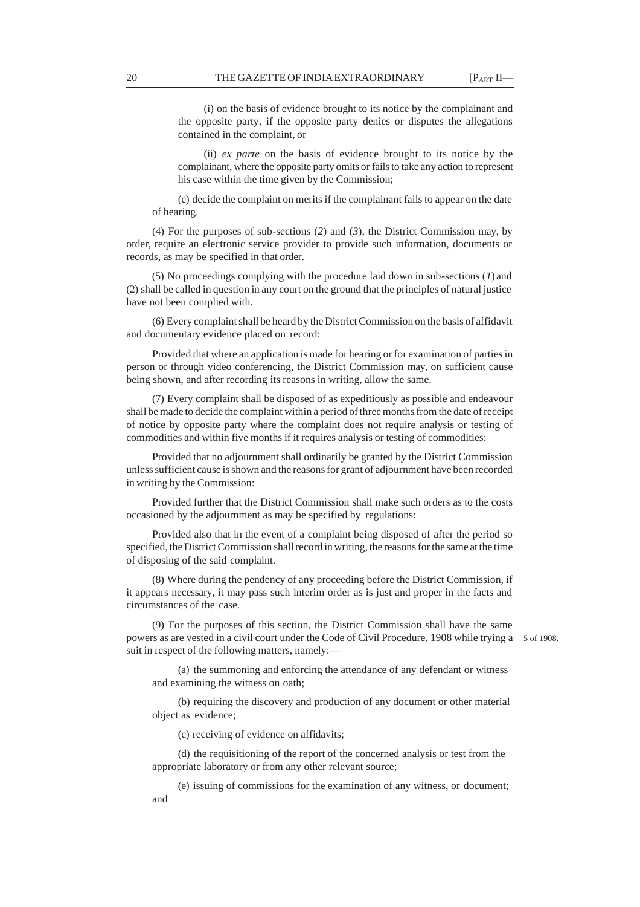(i) on the basis of evidence brought to its notice by the complainant and the opposite party, if the opposite party denies or disputes the allegations contained in the complaint, or

(ii) *ex parte* on the basis of evidence brought to its notice by the complainant, where the opposite party omits or fails to take any action to represent his case within the time given by the Commission;

(c) decide the complaint on merits if the complainant fails to appear on the date of hearing.

(4) For the purposes of sub-sections (*2*) and (*3*), the District Commission may, by order, require an electronic service provider to provide such information, documents or records, as may be specified in that order.

(5) No proceedings complying with the procedure laid down in sub-sections (*1*) and (*2*) shall be called in question in any court on the ground that the principles of natural justice have not been complied with.

(6) Every complaint shall be heard by the District Commission on the basis of affidavit and documentary evidence placed on record:

Provided that where an application is made for hearing or for examination of parties in person or through video conferencing, the District Commission may, on sufficient cause being shown, and after recording its reasons in writing, allow the same.

(7) Every complaint shall be disposed of as expeditiously as possible and endeavour shall be made to decide the complaint within a period of three months from the date of receipt of notice by opposite party where the complaint does not require analysis or testing of commodities and within five months if it requires analysis or testing of commodities:

Provided that no adjournment shall ordinarily be granted by the District Commission unless sufficient cause is shown and the reasons for grant of adjournment have been recorded in writing by the Commission:

Provided further that the District Commission shall make such orders as to the costs occasioned by the adjournment as may be specified by regulations:

Provided also that in the event of a complaint being disposed of after the period so specified, the District Commission shall record in writing, the reasons for the same at the time of disposing of the said complaint.

(8) Where during the pendency of any proceeding before the District Commission, if it appears necessary, it may pass such interim order as is just and proper in the facts and circumstances of the case.

(9) For the purposes of this section, the District Commission shall have the same powers as are vested in a civil court under the Code of Civil Procedure, 1908 while trying a suit in respect of the following matters, namely:—

5 of 1908.

(a) the summoning and enforcing the attendance of any defendant or witness and examining the witness on oath;

(b) requiring the discovery and production of any document or other material object as evidence;

(c) receiving of evidence on affidavits;

(d) the requisitioning of the report of the concerned analysis or test from the appropriate laboratory or from any other relevant source;

(e) issuing of commissions for the examination of any witness, or document; and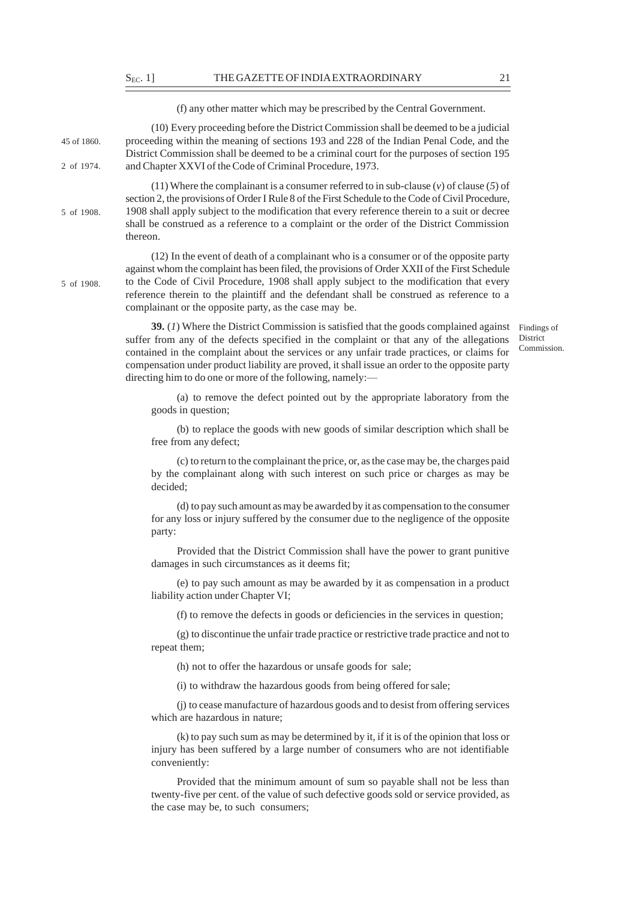(f) any other matter which may be prescribed by the Central Government.

45 of 1860.

2 of 1974.

(10) Every proceeding before the District Commission shall be deemed to be a judicial proceeding within the meaning of sections 193 and 228 of the Indian Penal Code, and the District Commission shall be deemed to be a criminal court for the purposes of section 195 and Chapter XXVI of the Code of Criminal Procedure, 1973.

5 of 1908.

(11) Where the complainant is a consumer referred to in sub-clause (*v*) of clause (*5*) of section 2, the provisions of Order I Rule 8 of the First Schedule to the Code of Civil Procedure, 1908 shall apply subject to the modification that every reference therein to a suit or decree shall be construed as a reference to a complaint or the order of the District Commission thereon.

5 of 1908.

(12) In the event of death of a complainant who is a consumer or of the opposite party against whom the complaint has been filed, the provisions of Order XXII of the First Schedule to the Code of Civil Procedure, 1908 shall apply subject to the modification that every reference therein to the plaintiff and the defendant shall be construed as reference to a complainant or the opposite party, as the case may be.

Findings of District Commission.

**39.** (*1*) Where the District Commission is satisfied that the goods complained against suffer from any of the defects specified in the complaint or that any of the allegations contained in the complaint about the services or any unfair trade practices, or claims for compensation under product liability are proved, it shall issue an order to the opposite party directing him to do one or more of the following, namely:—

(a) to remove the defect pointed out by the appropriate laboratory from the goods in question;

(b) to replace the goods with new goods of similar description which shall be free from any defect;

(c) to return to the complainant the price, or, as the case may be, the charges paid by the complainant along with such interest on such price or charges as may be decided;

(d) to pay such amount as may be awarded by it as compensation to the consumer for any loss or injury suffered by the consumer due to the negligence of the opposite party:

Provided that the District Commission shall have the power to grant punitive damages in such circumstances as it deems fit;

(e) to pay such amount as may be awarded by it as compensation in a product liability action under Chapter VI;

(f) to remove the defects in goods or deficiencies in the services in question;

(g) to discontinue the unfair trade practice or restrictive trade practice and not to repeat them;

(h) not to offer the hazardous or unsafe goods for sale;

(i) to withdraw the hazardous goods from being offered for sale;

(j) to cease manufacture of hazardous goods and to desist from offering services which are hazardous in nature;

(k) to pay such sum as may be determined by it, if it is of the opinion that loss or injury has been suffered by a large number of consumers who are not identifiable conveniently:

Provided that the minimum amount of sum so payable shall not be less than twenty-five per cent. of the value of such defective goods sold or service provided, as the case may be, to such consumers;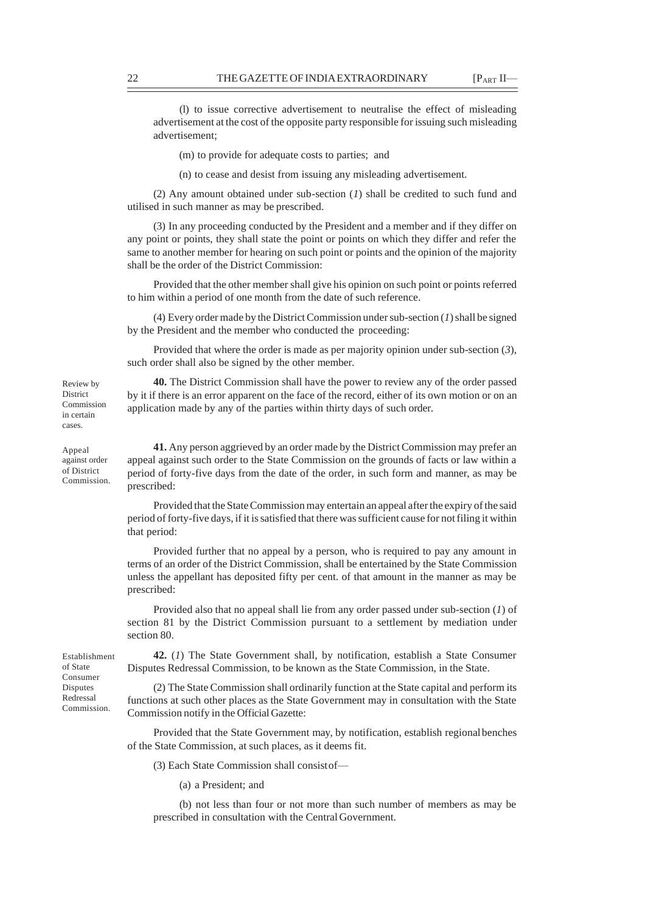(l) to issue corrective advertisement to neutralise the effect of misleading advertisement at the cost of the opposite party responsible for issuing such misleading advertisement;

(m) to provide for adequate costs to parties; and

(n) to cease and desist from issuing any misleading advertisement.

(2) Any amount obtained under sub-section (*1*) shall be credited to such fund and utilised in such manner as may be prescribed.

(3) In any proceeding conducted by the President and a member and if they differ on any point or points, they shall state the point or points on which they differ and refer the same to another member for hearing on such point or points and the opinion of the majority shall be the order of the District Commission:

Provided that the other member shall give his opinion on such point or points referred to him within a period of one month from the date of such reference.

(4) Every order made by the District Commission under sub-section (*1*) shall be signed by the President and the member who conducted the proceeding:

Provided that where the order is made as per majority opinion under sub-section (*3*), such order shall also be signed by the other member.

*Review by District Commission in certain cases.*

**40.** The District Commission shall have the power to review any of the order passed by it if there is an error apparent on the face of the record, either of its own motion or on an application made by any of the parties within thirty days of such order.

*Appeal against order of District Commission.*

**41.** Any person aggrieved by an order made by the District Commission may prefer an appeal against such order to the State Commission on the grounds of facts or law within a period of forty-five days from the date of the order, in such form and manner, as may be prescribed:

Provided that the State Commission may entertain an appeal after the expiry of the said period of forty-five days, if it is satisfied that there was sufficient cause for not filing it within that period:

Provided further that no appeal by a person, who is required to pay any amount in terms of an order of the District Commission, shall be entertained by the State Commission unless the appellant has deposited fifty per cent. of that amount in the manner as may be prescribed:

Provided also that no appeal shall lie from any order passed under sub-section (*1*) of section 81 by the District Commission pursuant to a settlement by mediation under section 80.

*Establishment of State Consumer Disputes Redressal Commission.*

**42.** (*1*) The State Government shall, by notification, establish a State Consumer Disputes Redressal Commission, to be known as the State Commission, in the State.

(2) The State Commission shall ordinarily function at the State capital and perform its functions at such other places as the State Government may in consultation with the State Commission notify in the Official Gazette:

Provided that the State Government may, by notification, establish regional benches of the State Commission, at such places, as it deems fit.

(3) Each State Commission shall consist of—

(a) a President; and

(b) not less than four or not more than such number of members as may be prescribed in consultation with the Central Government.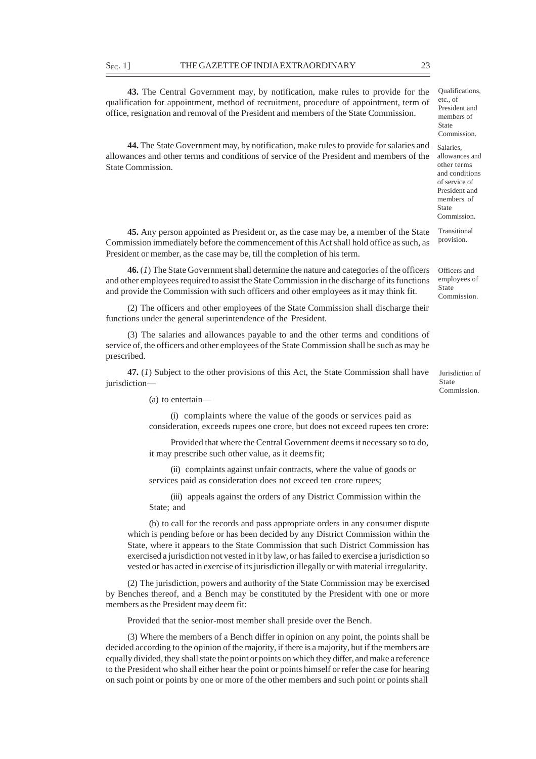**43.** The Central Government may, by notification, make rules to provide for the qualification for appointment, method of recruitment, procedure of appointment, term of office, resignation and removal of the President and members of the State Commission.

*Qualifications, etc., of President and members of State Commission.*

**44.** The State Government may, by notification, make rules to provide for salaries and allowances and other terms and conditions of service of the President and members of the State Commission.

*Salaries, allowances and other terms and conditions of service of President and members of State Commission.*

**45.** Any person appointed as President or, as the case may be, a member of the State Commission immediately before the commencement of this Act shall hold office as such, as President or member, as the case may be, till the completion of his term.

*Transitional provision.*

**46.** (*1*) The State Government shall determine the nature and categories of the officers and other employees required to assist the State Commission in the discharge of its functions and provide the Commission with such officers and other employees as it may think fit.

*Officers and employees of State Commission.*

(2) The officers and other employees of the State Commission shall discharge their functions under the general superintendence of the President.

(3) The salaries and allowances payable to and the other terms and conditions of service of, the officers and other employees of the State Commission shall be such as may be prescribed.

**47.** (*1*) Subject to the other provisions of this Act, the State Commission shall have jurisdiction—

*Jurisdiction of State Commission.*

(a) to entertain—

(i) complaints where the value of the goods or services paid as consideration, exceeds rupees one crore, but does not exceed rupees ten crore:

Provided that where the Central Government deems it necessary so to do, it may prescribe such other value, as it deems fit;

(ii) complaints against unfair contracts, where the value of goods or services paid as consideration does not exceed ten crore rupees;

(iii) appeals against the orders of any District Commission within the State; and

(b) to call for the records and pass appropriate orders in any consumer dispute which is pending before or has been decided by any District Commission within the State, where it appears to the State Commission that such District Commission has exercised a jurisdiction not vested in it by law, or has failed to exercise a jurisdiction so vested or has acted in exercise of its jurisdiction illegally or with material irregularity.

(2) The jurisdiction, powers and authority of the State Commission may be exercised by Benches thereof, and a Bench may be constituted by the President with one or more members as the President may deem fit:

Provided that the senior-most member shall preside over the Bench.

(3) Where the members of a Bench differ in opinion on any point, the points shall be decided according to the opinion of the majority, if there is a majority, but if the members are equally divided, they shall state the point or points on which they differ, and make a reference to the President who shall either hear the point or points himself or refer the case for hearing on such point or points by one or more of the other members and such point or points shall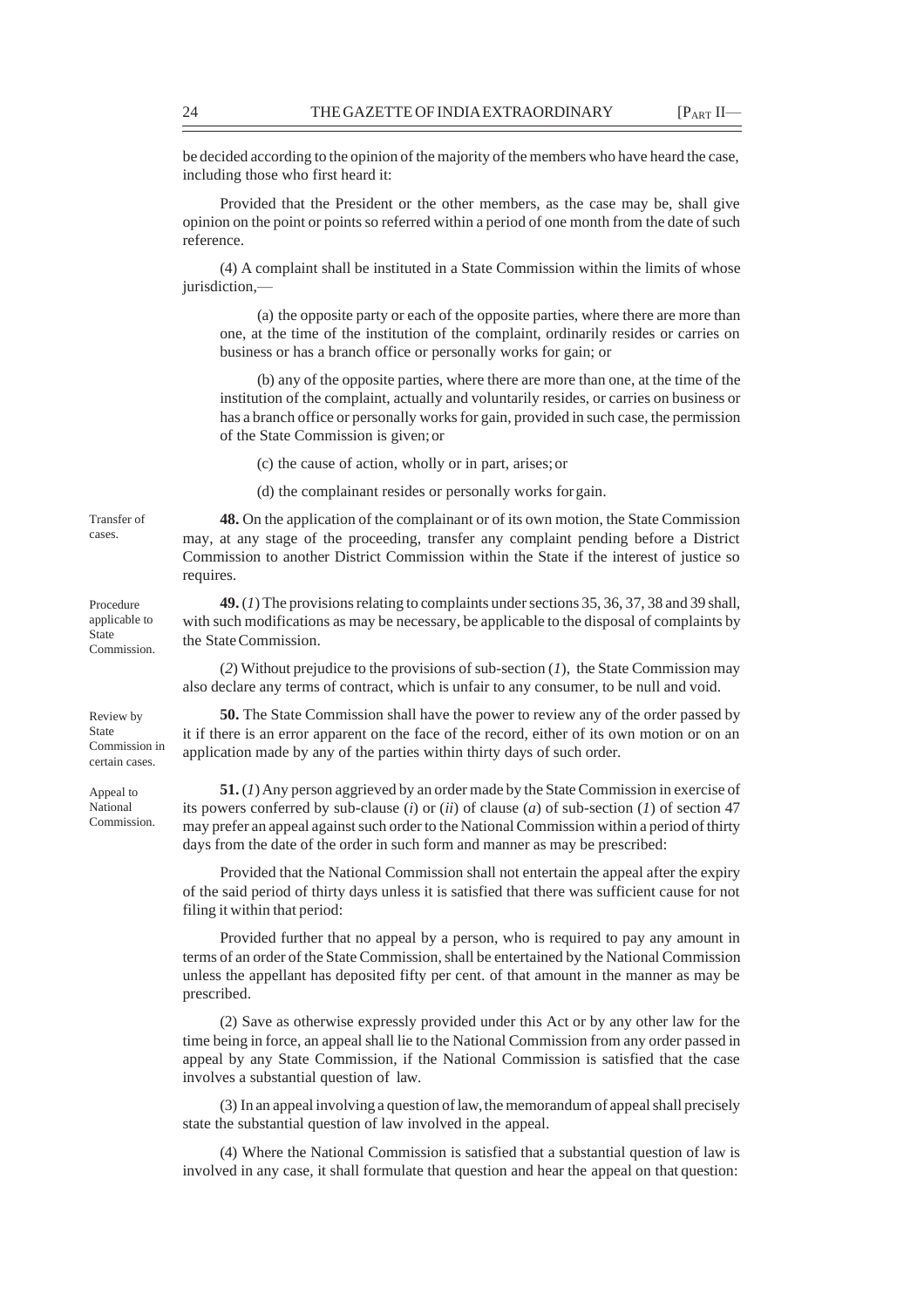be decided according to the opinion of the majority of the members who have heard the case, including those who first heard it:

Provided that the President or the other members, as the case may be, shall give opinion on the point or points so referred within a period of one month from the date of such reference.

(4) A complaint shall be instituted in a State Commission within the limits of whose jurisdiction,—

(a) the opposite party or each of the opposite parties, where there are more than one, at the time of the institution of the complaint, ordinarily resides or carries on business or has a branch office or personally works for gain; or

(b) any of the opposite parties, where there are more than one, at the time of the institution of the complaint, actually and voluntarily resides, or carries on business or has a branch office or personally works for gain, provided in such case, the permission of the State Commission is given; or

(c) the cause of action, wholly or in part, arises; or

(d) the complainant resides or personally works for gain.

Transfer of cases.

**48.** On the application of the complainant or of its own motion, the State Commission may, at any stage of the proceeding, transfer any complaint pending before a District Commission to another District Commission within the State if the interest of justice so requires.

Procedure applicable to State Commission.

**49.** (*1*) The provisions relating to complaints under sections 35, 36, 37, 38 and 39 shall, with such modifications as may be necessary, be applicable to the disposal of complaints by the State Commission.

(*2*) Without prejudice to the provisions of sub-section (*1*), the State Commission may also declare any terms of contract, which is unfair to any consumer, to be null and void.

Review by State Commission in certain cases.

**50.** The State Commission shall have the power to review any of the order passed by it if there is an error apparent on the face of the record, either of its own motion or on an application made by any of the parties within thirty days of such order.

Appeal to National Commission.

**51.** (*1*) Any person aggrieved by an order made by the State Commission in exercise of its powers conferred by sub-clause (*i*) or (*ii*) of clause (*a*) of sub-section (*1*) of section 47 may prefer an appeal against such order to the National Commission within a period of thirty days from the date of the order in such form and manner as may be prescribed:

Provided that the National Commission shall not entertain the appeal after the expiry of the said period of thirty days unless it is satisfied that there was sufficient cause for not filing it within that period:

Provided further that no appeal by a person, who is required to pay any amount in terms of an order of the State Commission, shall be entertained by the National Commission unless the appellant has deposited fifty per cent. of that amount in the manner as may be prescribed.

(2) Save as otherwise expressly provided under this Act or by any other law for the time being in force, an appeal shall lie to the National Commission from any order passed in appeal by any State Commission, if the National Commission is satisfied that the case involves a substantial question of law.

(3) In an appeal involving a question of law, the memorandum of appeal shall precisely state the substantial question of law involved in the appeal.

(4) Where the National Commission is satisfied that a substantial question of law is involved in any case, it shall formulate that question and hear the appeal on that question: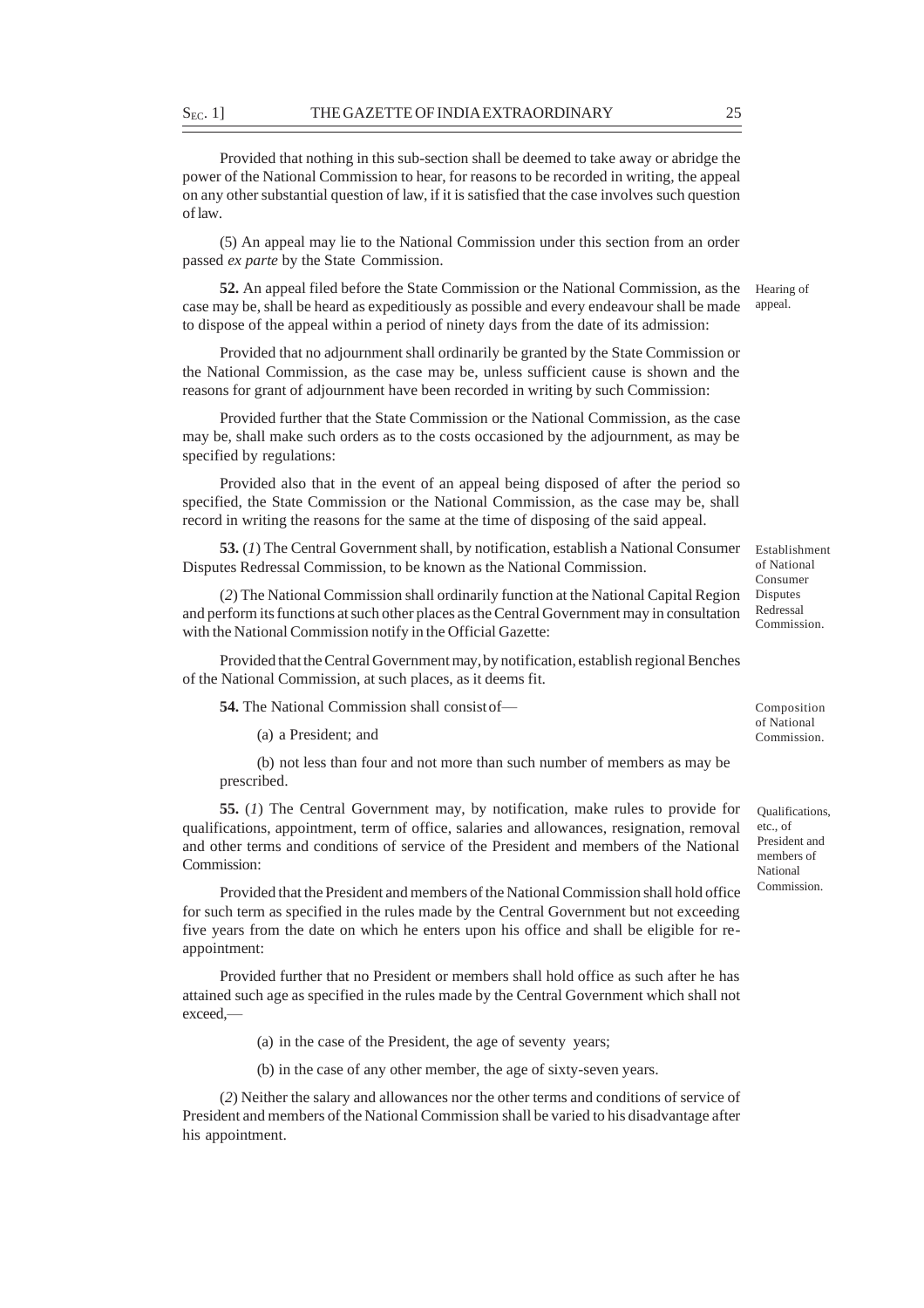Provided that nothing in this sub-section shall be deemed to take away or abridge the power of the National Commission to hear, for reasons to be recorded in writing, the appeal on any other substantial question of law, if it is satisfied that the case involves such question of law.

(5) An appeal may lie to the National Commission under this section from an order passed *ex parte* by the State Commission.

Hearing of appeal.

**52.** An appeal filed before the State Commission or the National Commission, as the case may be, shall be heard as expeditiously as possible and every endeavour shall be made to dispose of the appeal within a period of ninety days from the date of its admission:

Provided that no adjournment shall ordinarily be granted by the State Commission or the National Commission, as the case may be, unless sufficient cause is shown and the reasons for grant of adjournment have been recorded in writing by such Commission:

Provided further that the State Commission or the National Commission, as the case may be, shall make such orders as to the costs occasioned by the adjournment, as may be specified by regulations:

Provided also that in the event of an appeal being disposed of after the period so specified, the State Commission or the National Commission, as the case may be, shall record in writing the reasons for the same at the time of disposing of the said appeal.

Establishment of National Consumer Disputes Redressal Commission.

**53.** (*1*) The Central Government shall, by notification, establish a National Consumer Disputes Redressal Commission, to be known as the National Commission.

(*2*) The National Commission shall ordinarily function at the National Capital Region and perform its functions at such other places as the Central Government may in consultation with the National Commission notify in the Official Gazette:

Provided that the Central Government may, by notification, establish regional Benches of the National Commission, at such places, as it deems fit.

Composition of National Commission.

**54.** The National Commission shall consist of—

(a) a President; and

(b) not less than four and not more than such number of members as may be prescribed.

Qualifications, etc., of President and members of National Commission.

**55.** (*1*) The Central Government may, by notification, make rules to provide for qualifications, appointment, term of office, salaries and allowances, resignation, removal and other terms and conditions of service of the President and members of the National Commission:

Provided that the President and members of the National Commission shall hold office for such term as specified in the rules made by the Central Government but not exceeding five years from the date on which he enters upon his office and shall be eligible for re-appointment:

Provided further that no President or members shall hold office as such after he has attained such age as specified in the rules made by the Central Government which shall not exceed,—

(a) in the case of the President, the age of seventy years;

(b) in the case of any other member, the age of sixty-seven years.

(*2*) Neither the salary and allowances nor the other terms and conditions of service of President and members of the National Commission shall be varied to his disadvantage after his appointment.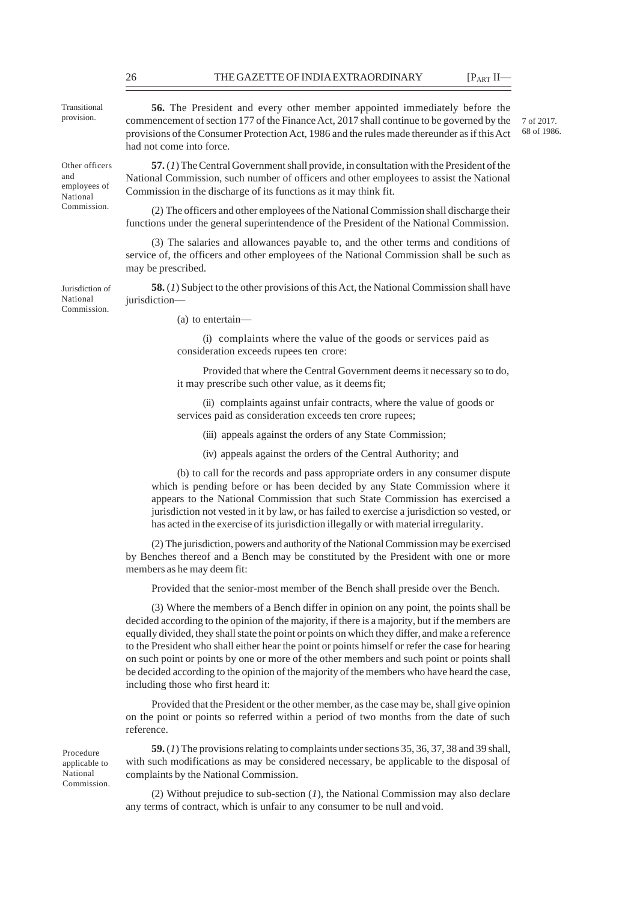Transitional provision.

**56.** The President and every other member appointed immediately before the commencement of section 177 of the Finance Act, 2017 shall continue to be governed by the provisions of the Consumer Protection Act, 1986 and the rules made thereunder as if this Act had not come into force.

7 of 2017.
68 of 1986.

Other officers and employees of National Commission.

**57.** (*1*) The Central Government shall provide, in consultation with the President of the National Commission, such number of officers and other employees to assist the National Commission in the discharge of its functions as it may think fit.

(2) The officers and other employees of the National Commission shall discharge their functions under the general superintendence of the President of the National Commission.

(3) The salaries and allowances payable to, and the other terms and conditions of service of, the officers and other employees of the National Commission shall be such as may be prescribed.

Jurisdiction of National Commission.

**58.** (*1*) Subject to the other provisions of this Act, the National Commission shall have jurisdiction—

(a) to entertain—

(i) complaints where the value of the goods or services paid as consideration exceeds rupees ten crore:

Provided that where the Central Government deems it necessary so to do, it may prescribe such other value, as it deems fit;

(ii) complaints against unfair contracts, where the value of goods or services paid as consideration exceeds ten crore rupees;

(iii) appeals against the orders of any State Commission;

(iv) appeals against the orders of the Central Authority; and

(b) to call for the records and pass appropriate orders in any consumer dispute which is pending before or has been decided by any State Commission where it appears to the National Commission that such State Commission has exercised a jurisdiction not vested in it by law, or has failed to exercise a jurisdiction so vested, or has acted in the exercise of its jurisdiction illegally or with material irregularity.

(2) The jurisdiction, powers and authority of the National Commission may be exercised by Benches thereof and a Bench may be constituted by the President with one or more members as he may deem fit:

Provided that the senior-most member of the Bench shall preside over the Bench.

(3) Where the members of a Bench differ in opinion on any point, the points shall be decided according to the opinion of the majority, if there is a majority, but if the members are equally divided, they shall state the point or points on which they differ, and make a reference to the President who shall either hear the point or points himself or refer the case for hearing on such point or points by one or more of the other members and such point or points shall be decided according to the opinion of the majority of the members who have heard the case, including those who first heard it:

Provided that the President or the other member, as the case may be, shall give opinion on the point or points so referred within a period of two months from the date of such reference.

Procedure applicable to National Commission.

**59.** (*1*) The provisions relating to complaints under sections 35, 36, 37, 38 and 39 shall, with such modifications as may be considered necessary, be applicable to the disposal of complaints by the National Commission.

(2) Without prejudice to sub-section (*1*), the National Commission may also declare any terms of contract, which is unfair to any consumer to be null and void.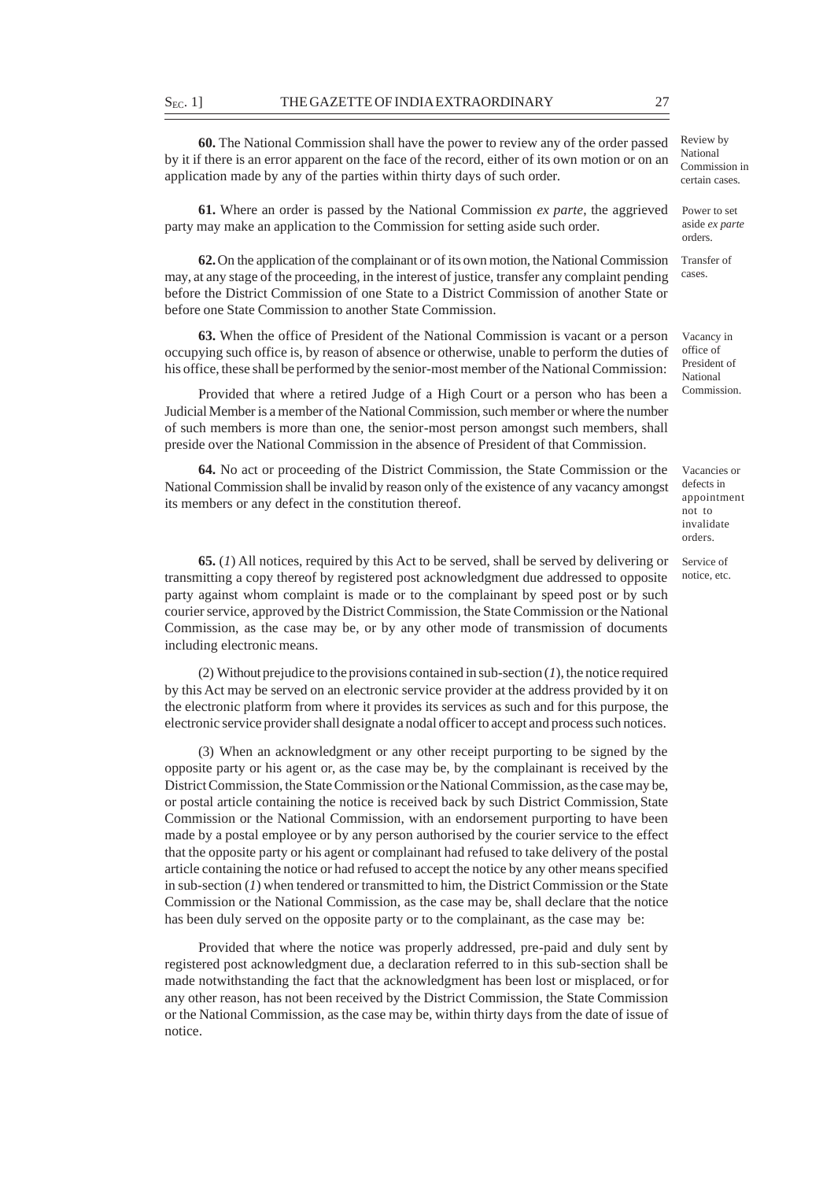**60.** The National Commission shall have the power to review any of the order passed by it if there is an error apparent on the face of the record, either of its own motion or on an application made by any of the parties within thirty days of such order.

Review by National Commission in certain cases.

**61.** Where an order is passed by the National Commission *ex parte*, the aggrieved party may make an application to the Commission for setting aside such order.

Power to set aside *ex parte* orders.

**62.** On the application of the complainant or of its own motion, the National Commission may, at any stage of the proceeding, in the interest of justice, transfer any complaint pending before the District Commission of one State to a District Commission of another State or before one State Commission to another State Commission.

Transfer of cases.

**63.** When the office of President of the National Commission is vacant or a person occupying such office is, by reason of absence or otherwise, unable to perform the duties of his office, these shall be performed by the senior-most member of the National Commission:

Vacancy in office of President of National Commission.

Provided that where a retired Judge of a High Court or a person who has been a Judicial Member is a member of the National Commission, such member or where the number of such members is more than one, the senior-most person amongst such members, shall preside over the National Commission in the absence of President of that Commission.

**64.** No act or proceeding of the District Commission, the State Commission or the National Commission shall be invalid by reason only of the existence of any vacancy amongst its members or any defect in the constitution thereof.

Vacancies or defects in appointment not to invalidate orders.

**65.** (*1*) All notices, required by this Act to be served, shall be served by delivering or transmitting a copy thereof by registered post acknowledgment due addressed to opposite party against whom complaint is made or to the complainant by speed post or by such courier service, approved by the District Commission, the State Commission or the National Commission, as the case may be, or by any other mode of transmission of documents including electronic means.

Service of notice, etc.

(2) Without prejudice to the provisions contained in sub-section (*1*), the notice required by this Act may be served on an electronic service provider at the address provided by it on the electronic platform from where it provides its services as such and for this purpose, the electronic service provider shall designate a nodal officer to accept and process such notices.

(3) When an acknowledgment or any other receipt purporting to be signed by the opposite party or his agent or, as the case may be, by the complainant is received by the District Commission, the State Commission or the National Commission, as the case may be, or postal article containing the notice is received back by such District Commission, State Commission or the National Commission, with an endorsement purporting to have been made by a postal employee or by any person authorised by the courier service to the effect that the opposite party or his agent or complainant had refused to take delivery of the postal article containing the notice or had refused to accept the notice by any other means specified in sub-section (*1*) when tendered or transmitted to him, the District Commission or the State Commission or the National Commission, as the case may be, shall declare that the notice has been duly served on the opposite party or to the complainant, as the case may be:

Provided that where the notice was properly addressed, pre-paid and duly sent by registered post acknowledgment due, a declaration referred to in this sub-section shall be made notwithstanding the fact that the acknowledgment has been lost or misplaced, or for any other reason, has not been received by the District Commission, the State Commission or the National Commission, as the case may be, within thirty days from the date of issue of notice.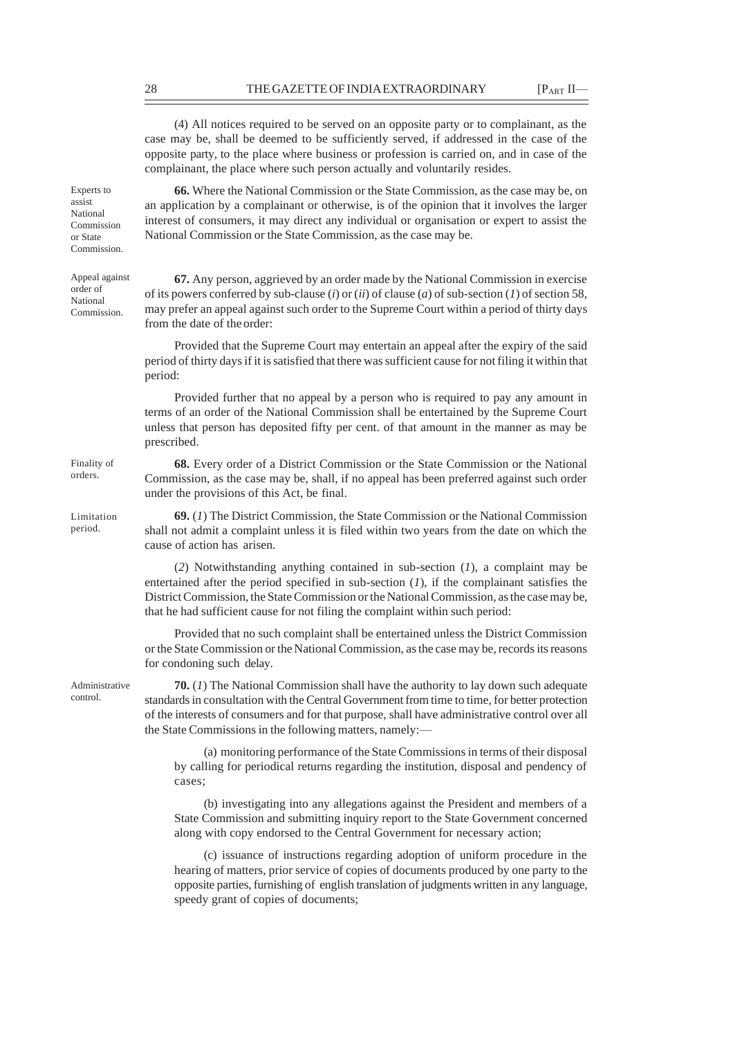(4) All notices required to be served on an opposite party or to complainant, as the case may be, shall be deemed to be sufficiently served, if addressed in the case of the opposite party, to the place where business or profession is carried on, and in case of the complainant, the place where such person actually and voluntarily resides.

Experts to assist National Commission or State Commission.

**66.** Where the National Commission or the State Commission, as the case may be, on an application by a complainant or otherwise, is of the opinion that it involves the larger interest of consumers, it may direct any individual or organisation or expert to assist the National Commission or the State Commission, as the case may be.

Appeal against order of National Commission.

**67.** Any person, aggrieved by an order made by the National Commission in exercise of its powers conferred by sub-clause (*i*) or (*ii*) of clause (*a*) of sub-section (*1*) of section 58, may prefer an appeal against such order to the Supreme Court within a period of thirty days from the date of the order:

Provided that the Supreme Court may entertain an appeal after the expiry of the said period of thirty days if it is satisfied that there was sufficient cause for not filing it within that period:

Provided further that no appeal by a person who is required to pay any amount in terms of an order of the National Commission shall be entertained by the Supreme Court unless that person has deposited fifty per cent. of that amount in the manner as may be prescribed.

Finality of orders.

**68.** Every order of a District Commission or the State Commission or the National Commission, as the case may be, shall, if no appeal has been preferred against such order under the provisions of this Act, be final.

Limitation period.

**69.** (*1*) The District Commission, the State Commission or the National Commission shall not admit a complaint unless it is filed within two years from the date on which the cause of action has arisen.

(*2*) Notwithstanding anything contained in sub-section (*1*), a complaint may be entertained after the period specified in sub-section (*1*), if the complainant satisfies the District Commission, the State Commission or the National Commission, as the case may be, that he had sufficient cause for not filing the complaint within such period:

Provided that no such complaint shall be entertained unless the District Commission or the State Commission or the National Commission, as the case may be, records its reasons for condoning such delay.

Administrative control.

**70.** (*1*) The National Commission shall have the authority to lay down such adequate standards in consultation with the Central Government from time to time, for better protection of the interests of consumers and for that purpose, shall have administrative control over all the State Commissions in the following matters, namely:—

(a) monitoring performance of the State Commissions in terms of their disposal by calling for periodical returns regarding the institution, disposal and pendency of cases;

(b) investigating into any allegations against the President and members of a State Commission and submitting inquiry report to the State Government concerned along with copy endorsed to the Central Government for necessary action;

(c) issuance of instructions regarding adoption of uniform procedure in the hearing of matters, prior service of copies of documents produced by one party to the opposite parties, furnishing of english translation of judgments written in any language, speedy grant of copies of documents;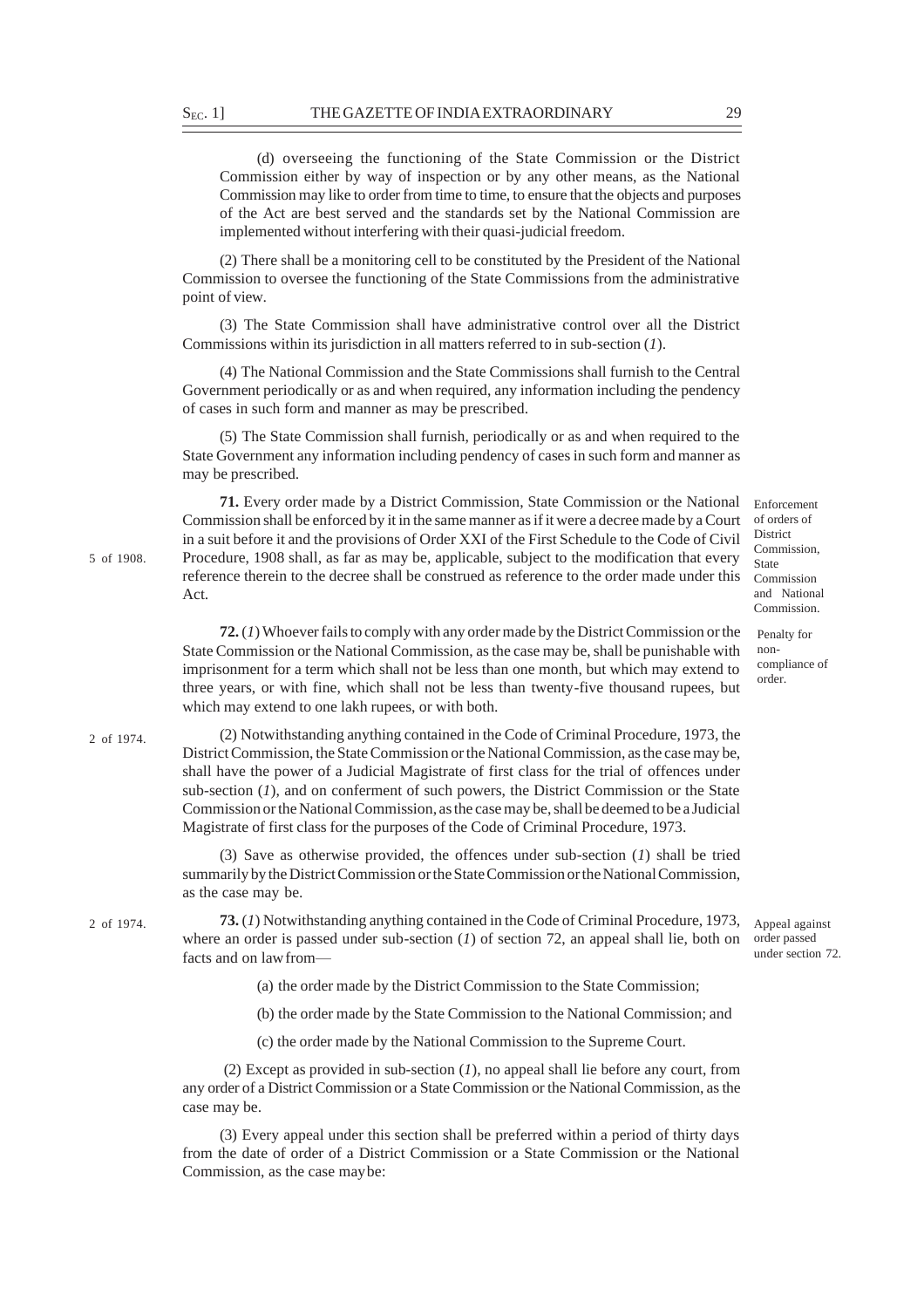(d) overseeing the functioning of the State Commission or the District Commission either by way of inspection or by any other means, as the National Commission may like to order from time to time, to ensure that the objects and purposes of the Act are best served and the standards set by the National Commission are implemented without interfering with their quasi-judicial freedom.

(2) There shall be a monitoring cell to be constituted by the President of the National Commission to oversee the functioning of the State Commissions from the administrative point of view.

(3) The State Commission shall have administrative control over all the District Commissions within its jurisdiction in all matters referred to in sub-section (*1*).

(4) The National Commission and the State Commissions shall furnish to the Central Government periodically or as and when required, any information including the pendency of cases in such form and manner as may be prescribed.

(5) The State Commission shall furnish, periodically or as and when required to the State Government any information including pendency of cases in such form and manner as may be prescribed.

Enforcement of orders of District Commission, State Commission and National Commission.

**71.** Every order made by a District Commission, State Commission or the National Commission shall be enforced by it in the same manner as if it were a decree made by a Court in a suit before it and the provisions of Order XXI of the First Schedule to the Code of Civil Procedure, 1908 shall, as far as may be, applicable, subject to the modification that every reference therein to the decree shall be construed as reference to the order made under this Act.

5 of 1908.

Penalty for non-compliance of order.

**72.** (*1*) Whoever fails to comply with any order made by the District Commission or the State Commission or the National Commission, as the case may be, shall be punishable with imprisonment for a term which shall not be less than one month, but which may extend to three years, or with fine, which shall not be less than twenty-five thousand rupees, but which may extend to one lakh rupees, or with both.

2 of 1974.

(2) Notwithstanding anything contained in the Code of Criminal Procedure, 1973, the District Commission, the State Commission or the National Commission, as the case may be, shall have the power of a Judicial Magistrate of first class for the trial of offences under sub-section (*1*), and on conferment of such powers, the District Commission or the State Commission or the National Commission, as the case may be, shall be deemed to be a Judicial Magistrate of first class for the purposes of the Code of Criminal Procedure, 1973.

(3) Save as otherwise provided, the offences under sub-section (*1*) shall be tried summarily by the District Commission or the State Commission or the National Commission, as the case may be.

Appeal against order passed under section 72.

2 of 1974.

**73.** (*1*) Notwithstanding anything contained in the Code of Criminal Procedure, 1973, where an order is passed under sub-section (*1*) of section 72, an appeal shall lie, both on facts and on law from—

(a) the order made by the District Commission to the State Commission;

(b) the order made by the State Commission to the National Commission; and

(c) the order made by the National Commission to the Supreme Court.

(2) Except as provided in sub-section (*1*), no appeal shall lie before any court, from any order of a District Commission or a State Commission or the National Commission, as the case may be.

(3) Every appeal under this section shall be preferred within a period of thirty days from the date of order of a District Commission or a State Commission or the National Commission, as the case may be: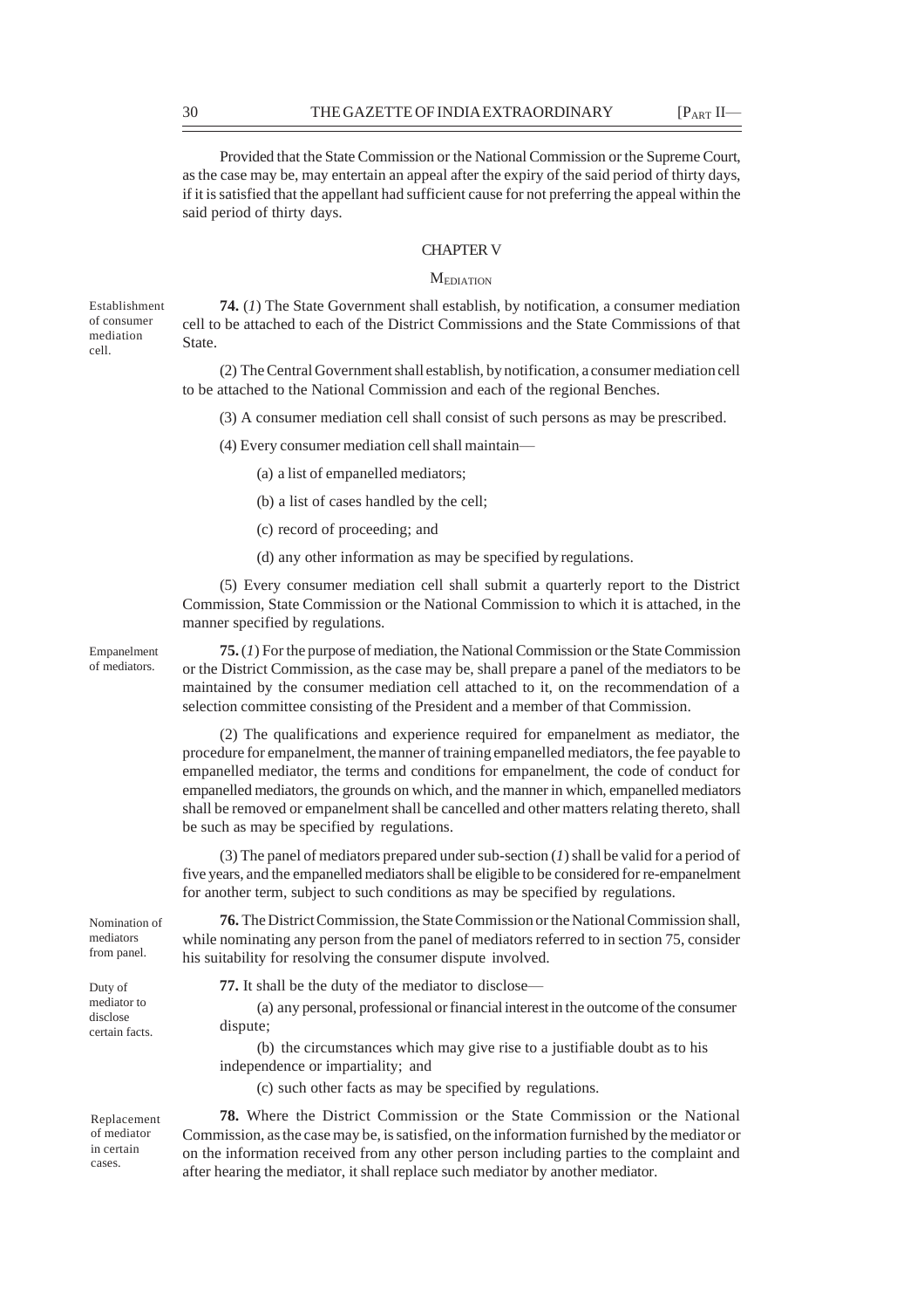Provided that the State Commission or the National Commission or the Supreme Court, as the case may be, may entertain an appeal after the expiry of the said period of thirty days, if it is satisfied that the appellant had sufficient cause for not preferring the appeal within the said period of thirty days.

## CHAPTER V

### MEDIATION

*Establishment of consumer mediation cell.*

**74.** (*1*) The State Government shall establish, by notification, a consumer mediation cell to be attached to each of the District Commissions and the State Commissions of that State.

(2) The Central Government shall establish, by notification, a consumer mediation cell to be attached to the National Commission and each of the regional Benches.

(3) A consumer mediation cell shall consist of such persons as may be prescribed.

(4) Every consumer mediation cell shall maintain—

(a) a list of empanelled mediators;

(b) a list of cases handled by the cell;

(c) record of proceeding; and

(d) any other information as may be specified by regulations.

(5) Every consumer mediation cell shall submit a quarterly report to the District Commission, State Commission or the National Commission to which it is attached, in the manner specified by regulations.

*Empanelment of mediators.*

**75.** (*1*) For the purpose of mediation, the National Commission or the State Commission or the District Commission, as the case may be, shall prepare a panel of the mediators to be maintained by the consumer mediation cell attached to it, on the recommendation of a selection committee consisting of the President and a member of that Commission.

(2) The qualifications and experience required for empanelment as mediator, the procedure for empanelment, the manner of training empanelled mediators, the fee payable to empanelled mediator, the terms and conditions for empanelment, the code of conduct for empanelled mediators, the grounds on which, and the manner in which, empanelled mediators shall be removed or empanelment shall be cancelled and other matters relating thereto, shall be such as may be specified by regulations.

(3) The panel of mediators prepared under sub-section (*1*) shall be valid for a period of five years, and the empanelled mediators shall be eligible to be considered for re-empanelment for another term, subject to such conditions as may be specified by regulations.

*Nomination of mediators from panel.*

**76.** The District Commission, the State Commission or the National Commission shall, while nominating any person from the panel of mediators referred to in section 75, consider his suitability for resolving the consumer dispute involved.

*Duty of mediator to disclose certain facts.*

**77.** It shall be the duty of the mediator to disclose—

(a) any personal, professional or financial interest in the outcome of the consumer dispute;

(b) the circumstances which may give rise to a justifiable doubt as to his independence or impartiality; and

(c) such other facts as may be specified by regulations.

*Replacement of mediator in certain cases.*

**78.** Where the District Commission or the State Commission or the National Commission, as the case may be, is satisfied, on the information furnished by the mediator or on the information received from any other person including parties to the complaint and after hearing the mediator, it shall replace such mediator by another mediator.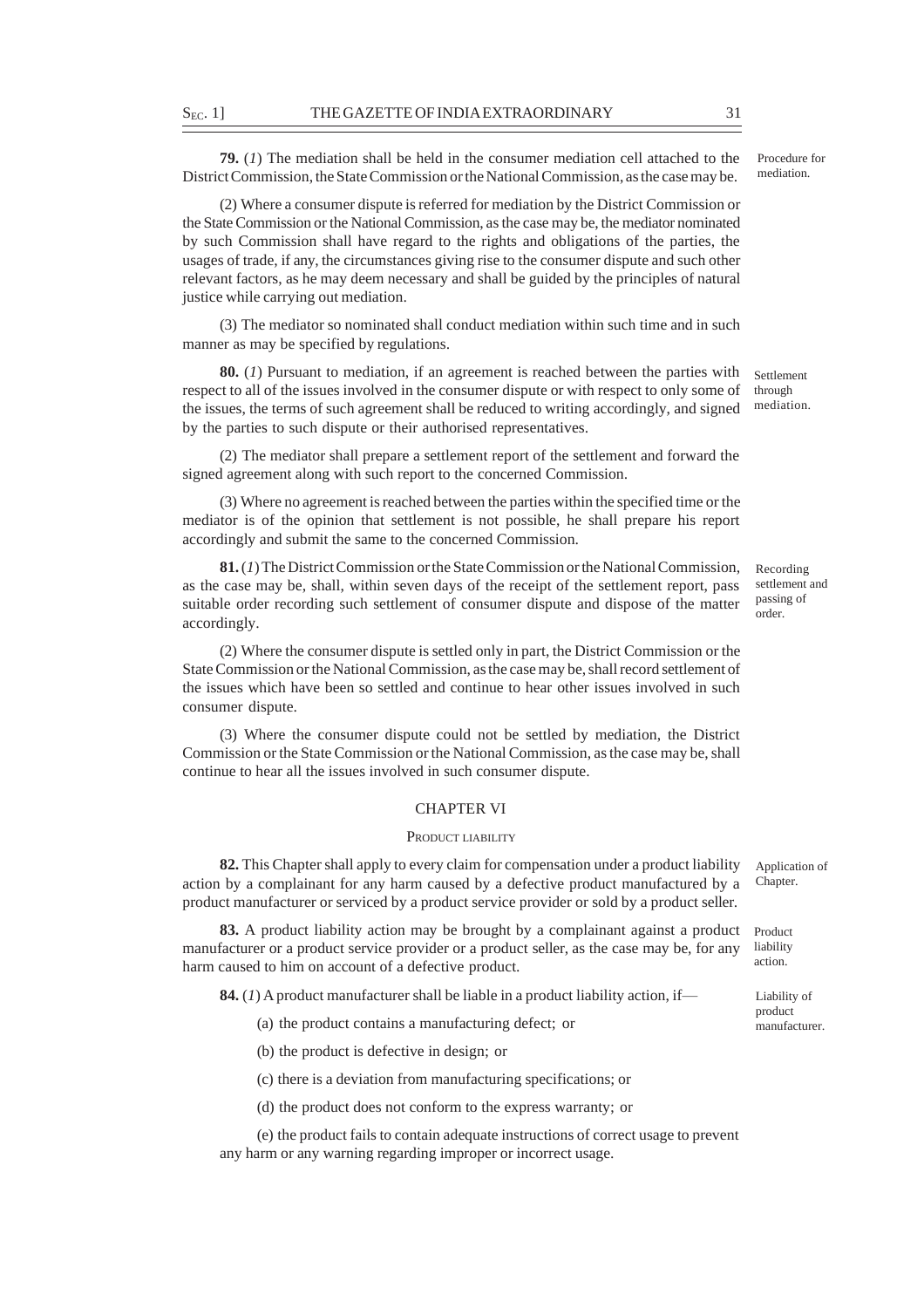**79.** (*1*) The mediation shall be held in the consumer mediation cell attached to the District Commission, the State Commission or the National Commission, as the case may be.

Procedure for mediation.

(2) Where a consumer dispute is referred for mediation by the District Commission or the State Commission or the National Commission, as the case may be, the mediator nominated by such Commission shall have regard to the rights and obligations of the parties, the usages of trade, if any, the circumstances giving rise to the consumer dispute and such other relevant factors, as he may deem necessary and shall be guided by the principles of natural justice while carrying out mediation.

(3) The mediator so nominated shall conduct mediation within such time and in such manner as may be specified by regulations.

**80.** (*1*) Pursuant to mediation, if an agreement is reached between the parties with respect to all of the issues involved in the consumer dispute or with respect to only some of the issues, the terms of such agreement shall be reduced to writing accordingly, and signed by the parties to such dispute or their authorised representatives.

Settlement through mediation.

(2) The mediator shall prepare a settlement report of the settlement and forward the signed agreement along with such report to the concerned Commission.

(3) Where no agreement is reached between the parties within the specified time or the mediator is of the opinion that settlement is not possible, he shall prepare his report accordingly and submit the same to the concerned Commission.

**81.** (*1*) The District Commission or the State Commission or the National Commission, as the case may be, shall, within seven days of the receipt of the settlement report, pass suitable order recording such settlement of consumer dispute and dispose of the matter accordingly.

Recording settlement and passing of order.

(2) Where the consumer dispute is settled only in part, the District Commission or the State Commission or the National Commission, as the case may be, shall record settlement of the issues which have been so settled and continue to hear other issues involved in such consumer dispute.

(3) Where the consumer dispute could not be settled by mediation, the District Commission or the State Commission or the National Commission, as the case may be, shall continue to hear all the issues involved in such consumer dispute.

## CHAPTER VI

### PRODUCT LIABILITY

**82.** This Chapter shall apply to every claim for compensation under a product liability action by a complainant for any harm caused by a defective product manufactured by a product manufacturer or serviced by a product service provider or sold by a product seller.

Application of Chapter.

**83.** A product liability action may be brought by a complainant against a product manufacturer or a product service provider or a product seller, as the case may be, for any harm caused to him on account of a defective product.

Product liability action.

**84.** (*1*) A product manufacturer shall be liable in a product liability action, if—

Liability of product manufacturer.

(a) the product contains a manufacturing defect; or

(b) the product is defective in design; or

(c) there is a deviation from manufacturing specifications; or

(d) the product does not conform to the express warranty; or

(e) the product fails to contain adequate instructions of correct usage to prevent any harm or any warning regarding improper or incorrect usage.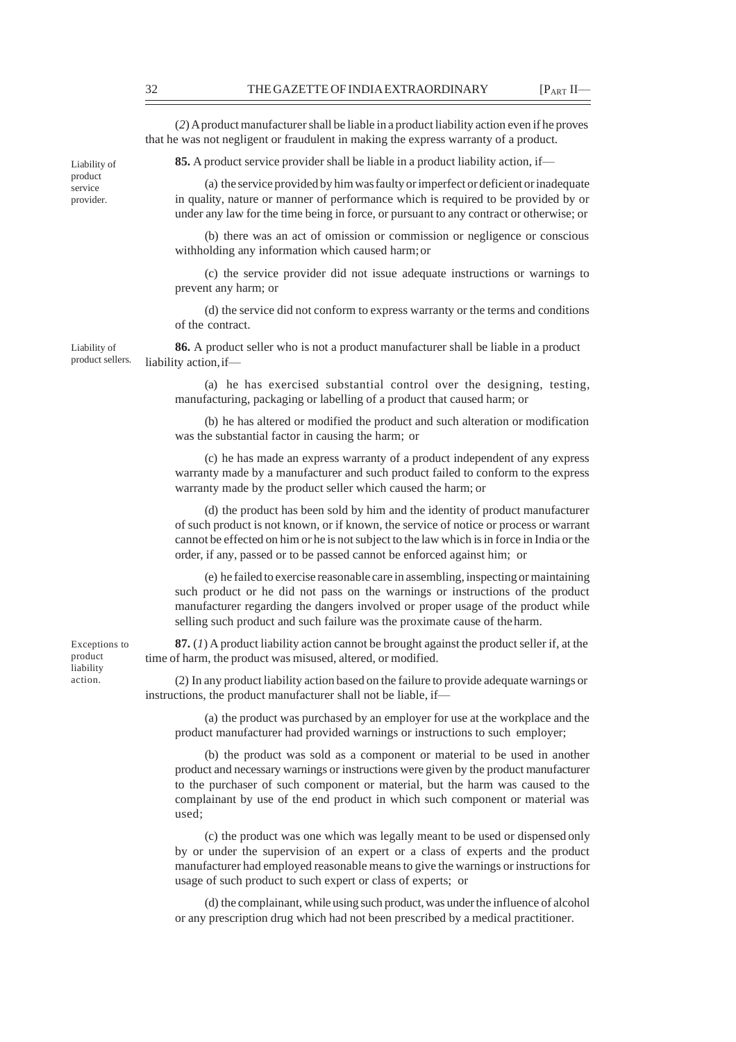(*2*) A product manufacturer shall be liable in a product liability action even if he proves that he was not negligent or fraudulent in making the express warranty of a product.

Liability of product service provider.

**85.** A product service provider shall be liable in a product liability action, if—

(a) the service provided by him was faulty or imperfect or deficient or inadequate in quality, nature or manner of performance which is required to be provided by or under any law for the time being in force, or pursuant to any contract or otherwise; or

(b) there was an act of omission or commission or negligence or conscious withholding any information which caused harm; or

(c) the service provider did not issue adequate instructions or warnings to prevent any harm; or

(d) the service did not conform to express warranty or the terms and conditions of the contract.

Liability of product sellers.

**86.** A product seller who is not a product manufacturer shall be liable in a product liability action, if—

(a) he has exercised substantial control over the designing, testing, manufacturing, packaging or labelling of a product that caused harm; or

(b) he has altered or modified the product and such alteration or modification was the substantial factor in causing the harm; or

(c) he has made an express warranty of a product independent of any express warranty made by a manufacturer and such product failed to conform to the express warranty made by the product seller which caused the harm; or

(d) the product has been sold by him and the identity of product manufacturer of such product is not known, or if known, the service of notice or process or warrant cannot be effected on him or he is not subject to the law which is in force in India or the order, if any, passed or to be passed cannot be enforced against him; or

(e) he failed to exercise reasonable care in assembling, inspecting or maintaining such product or he did not pass on the warnings or instructions of the product manufacturer regarding the dangers involved or proper usage of the product while selling such product and such failure was the proximate cause of the harm.

Exceptions to product liability action.

**87.** (*1*) A product liability action cannot be brought against the product seller if, at the time of harm, the product was misused, altered, or modified.

(2) In any product liability action based on the failure to provide adequate warnings or instructions, the product manufacturer shall not be liable, if—

(a) the product was purchased by an employer for use at the workplace and the product manufacturer had provided warnings or instructions to such employer;

(b) the product was sold as a component or material to be used in another product and necessary warnings or instructions were given by the product manufacturer to the purchaser of such component or material, but the harm was caused to the complainant by use of the end product in which such component or material was used;

(c) the product was one which was legally meant to be used or dispensed only by or under the supervision of an expert or a class of experts and the product manufacturer had employed reasonable means to give the warnings or instructions for usage of such product to such expert or class of experts; or

(d) the complainant, while using such product, was under the influence of alcohol or any prescription drug which had not been prescribed by a medical practitioner.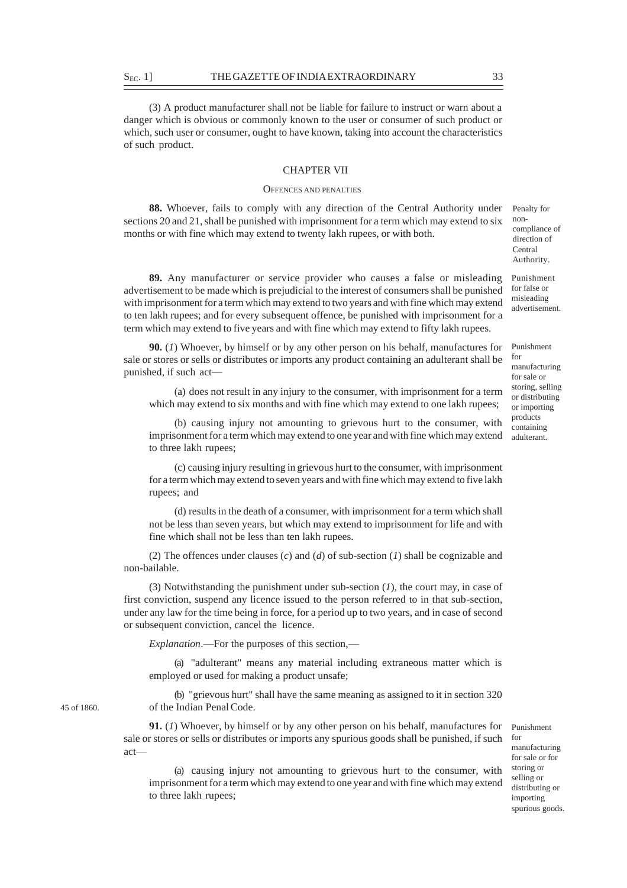(3) A product manufacturer shall not be liable for failure to instruct or warn about a danger which is obvious or commonly known to the user or consumer of such product or which, such user or consumer, ought to have known, taking into account the characteristics of such product.

## CHAPTER VII

### OFFENCES AND PENALTIES

*Penalty for non-compliance of direction of Central Authority.*

**88.** Whoever, fails to comply with any direction of the Central Authority under sections 20 and 21, shall be punished with imprisonment for a term which may extend to six months or with fine which may extend to twenty lakh rupees, or with both.

*Punishment for false or misleading advertisement.*

**89.** Any manufacturer or service provider who causes a false or misleading advertisement to be made which is prejudicial to the interest of consumers shall be punished with imprisonment for a term which may extend to two years and with fine which may extend to ten lakh rupees; and for every subsequent offence, be punished with imprisonment for a term which may extend to five years and with fine which may extend to fifty lakh rupees.

*Punishment for manufacturing for sale or storing, selling or distributing or importing products containing adulterant.*

**90.** (*1*) Whoever, by himself or by any other person on his behalf, manufactures for sale or stores or sells or distributes or imports any product containing an adulterant shall be punished, if such act—

(a) does not result in any injury to the consumer, with imprisonment for a term which may extend to six months and with fine which may extend to one lakh rupees;

(b) causing injury not amounting to grievous hurt to the consumer, with imprisonment for a term which may extend to one year and with fine which may extend to three lakh rupees;

(c) causing injury resulting in grievous hurt to the consumer, with imprisonment for a term which may extend to seven years and with fine which may extend to five lakh rupees; and

(d) results in the death of a consumer, with imprisonment for a term which shall not be less than seven years, but which may extend to imprisonment for life and with fine which shall not be less than ten lakh rupees.

(2) The offences under clauses (*c*) and (*d*) of sub-section (*1*) shall be cognizable and non-bailable.

(3) Notwithstanding the punishment under sub-section (*1*), the court may, in case of first conviction, suspend any licence issued to the person referred to in that sub-section, under any law for the time being in force, for a period up to two years, and in case of second or subsequent conviction, cancel the licence.

*Explanation*.—For the purposes of this section,—

(a) "adulterant" means any material including extraneous matter which is employed or used for making a product unsafe;

(b) "grievous hurt" shall have the same meaning as assigned to it in section 320 of the Indian Penal Code. (45 of 1860.)

*Punishment for manufacturing for sale or for storing or selling or distributing or importing spurious goods.*

**91.** (*1*) Whoever, by himself or by any other person on his behalf, manufactures for sale or stores or sells or distributes or imports any spurious goods shall be punished, if such act—

(a) causing injury not amounting to grievous hurt to the consumer, with imprisonment for a term which may extend to one year and with fine which may extend to three lakh rupees;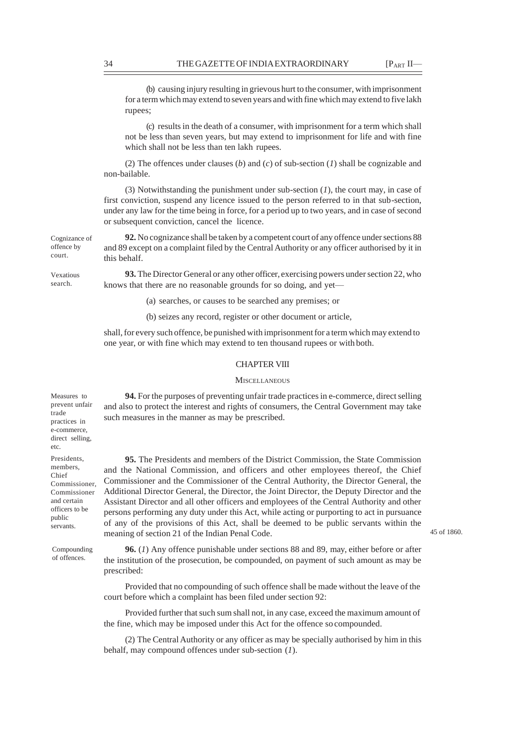(b) causing injury resulting in grievous hurt to the consumer, with imprisonment for a term which may extend to seven years and with fine which may extend to five lakh rupees;

(c) results in the death of a consumer, with imprisonment for a term which shall not be less than seven years, but may extend to imprisonment for life and with fine which shall not be less than ten lakh rupees.

(2) The offences under clauses (*b*) and (*c*) of sub-section (*1*) shall be cognizable and non-bailable.

(3) Notwithstanding the punishment under sub-section (*1*), the court may, in case of first conviction, suspend any licence issued to the person referred to in that sub-section, under any law for the time being in force, for a period up to two years, and in case of second or subsequent conviction, cancel the licence.

Cognizance of offence by court.

**92.** No cognizance shall be taken by a competent court of any offence under sections 88 and 89 except on a complaint filed by the Central Authority or any officer authorised by it in this behalf.

Vexatious search.

**93.** The Director General or any other officer, exercising powers under section 22, who knows that there are no reasonable grounds for so doing, and yet—

(a) searches, or causes to be searched any premises; or

(b) seizes any record, register or other document or article,

shall, for every such offence, be punished with imprisonment for a term which may extend to one year, or with fine which may extend to ten thousand rupees or with both.

## CHAPTER VIII

### MISCELLANEOUS

Measures to prevent unfair trade practices in e-commerce, direct selling, etc.

**94.** For the purposes of preventing unfair trade practices in e-commerce, direct selling and also to protect the interest and rights of consumers, the Central Government may take such measures in the manner as may be prescribed.

Presidents, members, Chief Commissioner, Commissioner and certain officers to be public servants.

**95.** The Presidents and members of the District Commission, the State Commission and the National Commission, and officers and other employees thereof, the Chief Commissioner and the Commissioner of the Central Authority, the Director General, the Additional Director General, the Director, the Joint Director, the Deputy Director and the Assistant Director and all other officers and employees of the Central Authority and other persons performing any duty under this Act, while acting or purporting to act in pursuance of any of the provisions of this Act, shall be deemed to be public servants within the meaning of section 21 of the Indian Penal Code.

45 of 1860.

Compounding of offences.

**96.** (*1*) Any offence punishable under sections 88 and 89, may, either before or after the institution of the prosecution, be compounded, on payment of such amount as may be prescribed:

Provided that no compounding of such offence shall be made without the leave of the court before which a complaint has been filed under section 92:

Provided further that such sum shall not, in any case, exceed the maximum amount of the fine, which may be imposed under this Act for the offence so compounded.

(2) The Central Authority or any officer as may be specially authorised by him in this behalf, may compound offences under sub-section (*1*).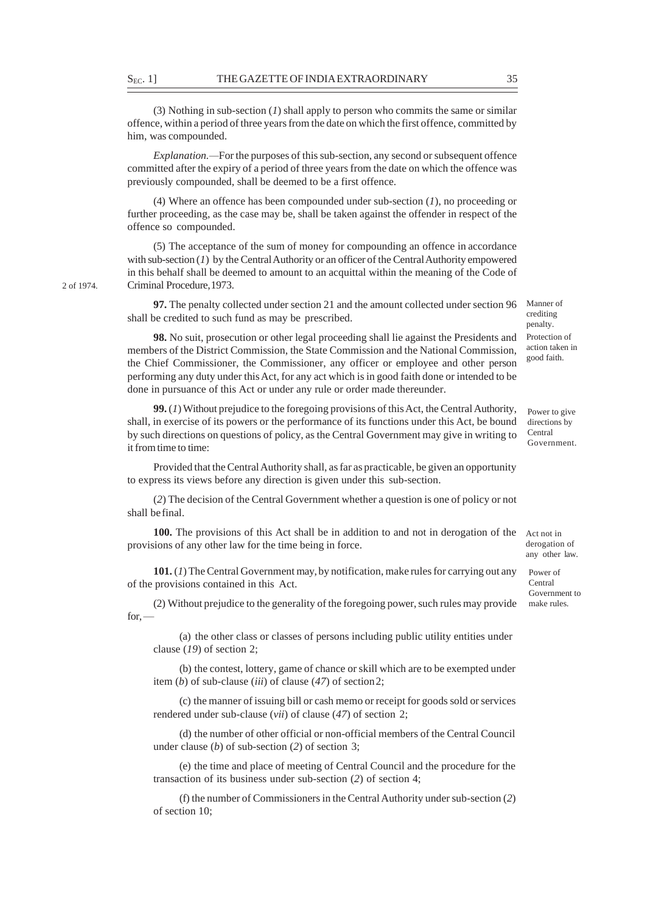(3) Nothing in sub-section (*1*) shall apply to person who commits the same or similar offence, within a period of three years from the date on which the first offence, committed by him, was compounded.

*Explanation.*—For the purposes of this sub-section, any second or subsequent offence committed after the expiry of a period of three years from the date on which the offence was previously compounded, shall be deemed to be a first offence.

(4) Where an offence has been compounded under sub-section (*1*), no proceeding or further proceeding, as the case may be, shall be taken against the offender in respect of the offence so compounded.

(5) The acceptance of the sum of money for compounding an offence in accordance with sub-section (*1*) by the Central Authority or an officer of the Central Authority empowered in this behalf shall be deemed to amount to an acquittal within the meaning of the Code of Criminal Procedure, 1973. [2 of 1974.]

Manner of crediting penalty.

**97.** The penalty collected under section 21 and the amount collected under section 96 shall be credited to such fund as may be prescribed.

Protection of action taken in good faith.

**98.** No suit, prosecution or other legal proceeding shall lie against the Presidents and members of the District Commission, the State Commission and the National Commission, the Chief Commissioner, the Commissioner, any officer or employee and other person performing any duty under this Act, for any act which is in good faith done or intended to be done in pursuance of this Act or under any rule or order made thereunder.

Power to give directions by Central Government.

**99.** (*1*) Without prejudice to the foregoing provisions of this Act, the Central Authority, shall, in exercise of its powers or the performance of its functions under this Act, be bound by such directions on questions of policy, as the Central Government may give in writing to it from time to time:

Provided that the Central Authority shall, as far as practicable, be given an opportunity to express its views before any direction is given under this sub-section.

(*2*) The decision of the Central Government whether a question is one of policy or not shall be final.

Act not in derogation of any other law.

**100.** The provisions of this Act shall be in addition to and not in derogation of the provisions of any other law for the time being in force.

Power of Central Government to make rules.

**101.** (*1*) The Central Government may, by notification, make rules for carrying out any of the provisions contained in this Act.

(2) Without prejudice to the generality of the foregoing power, such rules may provide for,—

(a) the other class or classes of persons including public utility entities under clause (*19*) of section 2;

(b) the contest, lottery, game of chance or skill which are to be exempted under item (*b*) of sub-clause (*iii*) of clause (*47*) of section 2;

(c) the manner of issuing bill or cash memo or receipt for goods sold or services rendered under sub-clause (*vii*) of clause (*47*) of section 2;

(d) the number of other official or non-official members of the Central Council under clause (*b*) of sub-section (*2*) of section 3;

(e) the time and place of meeting of Central Council and the procedure for the transaction of its business under sub-section (*2*) of section 4;

(f) the number of Commissioners in the Central Authority under sub-section (*2*) of section 10;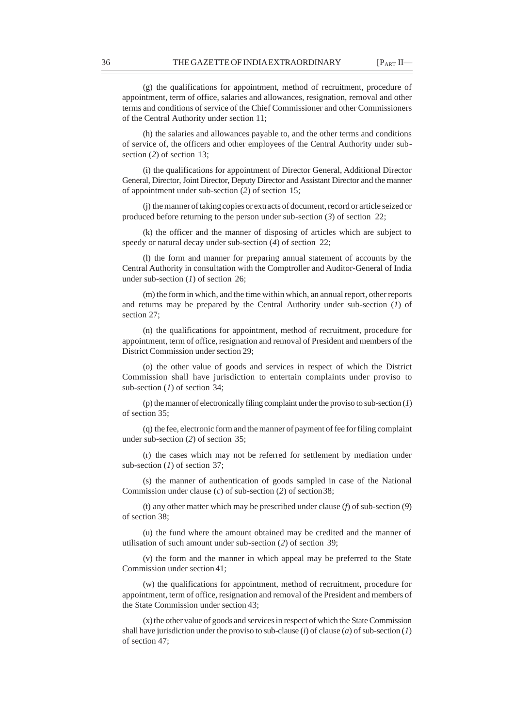(g) the qualifications for appointment, method of recruitment, procedure of appointment, term of office, salaries and allowances, resignation, removal and other terms and conditions of service of the Chief Commissioner and other Commissioners of the Central Authority under section 11;

(h) the salaries and allowances payable to, and the other terms and conditions of service of, the officers and other employees of the Central Authority under sub-section (*2*) of section 13;

(i) the qualifications for appointment of Director General, Additional Director General, Director, Joint Director, Deputy Director and Assistant Director and the manner of appointment under sub-section (*2*) of section 15;

(j) the manner of taking copies or extracts of document, record or article seized or produced before returning to the person under sub-section (*3*) of section 22;

(k) the officer and the manner of disposing of articles which are subject to speedy or natural decay under sub-section (*4*) of section 22;

(l) the form and manner for preparing annual statement of accounts by the Central Authority in consultation with the Comptroller and Auditor-General of India under sub-section (*1*) of section 26;

(m) the form in which, and the time within which, an annual report, other reports and returns may be prepared by the Central Authority under sub-section (*1*) of section 27;

(n) the qualifications for appointment, method of recruitment, procedure for appointment, term of office, resignation and removal of President and members of the District Commission under section 29;

(o) the other value of goods and services in respect of which the District Commission shall have jurisdiction to entertain complaints under proviso to sub-section (*1*) of section 34;

(p) the manner of electronically filing complaint under the proviso to sub-section (*1*) of section 35;

(q) the fee, electronic form and the manner of payment of fee for filing complaint under sub-section (*2*) of section 35;

(r) the cases which may not be referred for settlement by mediation under sub-section (*1*) of section 37;

(s) the manner of authentication of goods sampled in case of the National Commission under clause (*c*) of sub-section (*2*) of section 38;

(t) any other matter which may be prescribed under clause (*f*) of sub-section (*9*) of section 38;

(u) the fund where the amount obtained may be credited and the manner of utilisation of such amount under sub-section (*2*) of section 39;

(v) the form and the manner in which appeal may be preferred to the State Commission under section 41;

(w) the qualifications for appointment, method of recruitment, procedure for appointment, term of office, resignation and removal of the President and members of the State Commission under section 43;

(x) the other value of goods and services in respect of which the State Commission shall have jurisdiction under the proviso to sub-clause (*i*) of clause (*a*) of sub-section (*1*) of section 47;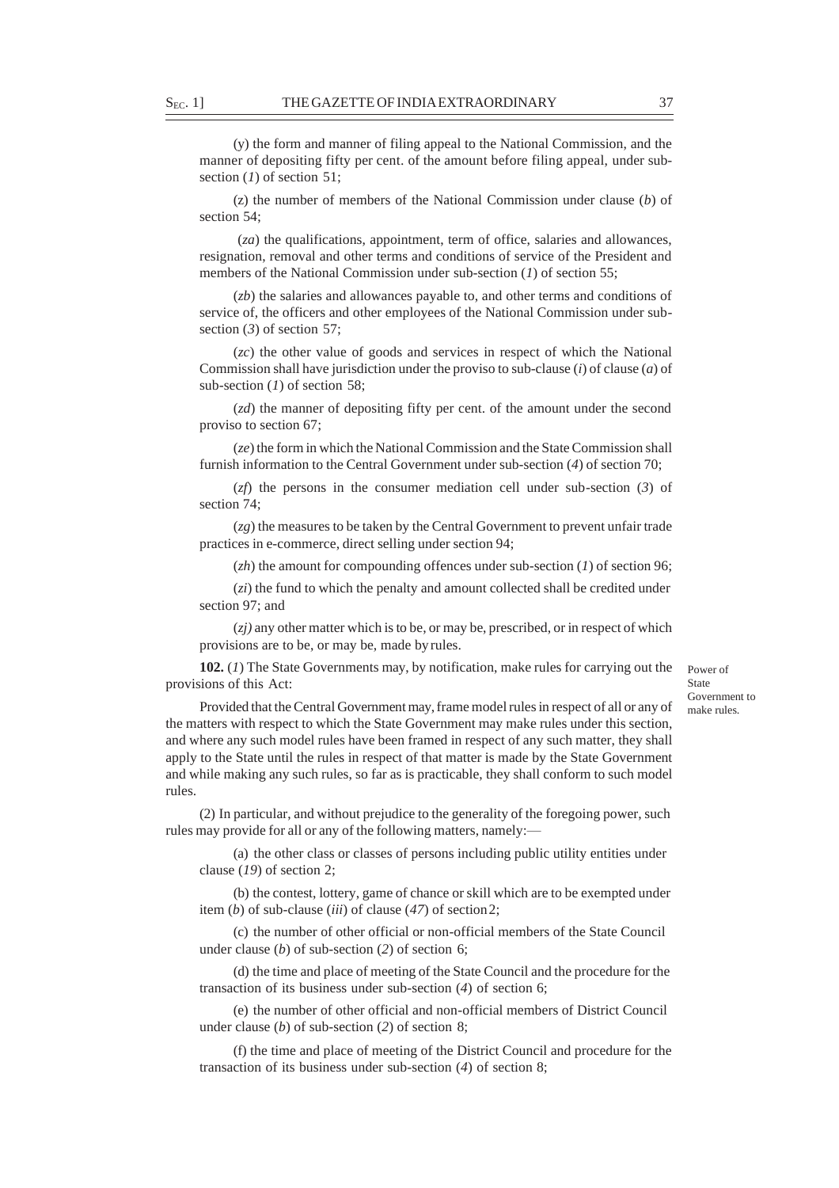(y) the form and manner of filing appeal to the National Commission, and the manner of depositing fifty per cent. of the amount before filing appeal, under sub-section (*1*) of section 51;

(z) the number of members of the National Commission under clause (*b*) of section 54;

(*za*) the qualifications, appointment, term of office, salaries and allowances, resignation, removal and other terms and conditions of service of the President and members of the National Commission under sub-section (*1*) of section 55;

(*zb*) the salaries and allowances payable to, and other terms and conditions of service of, the officers and other employees of the National Commission under sub-section (*3*) of section 57;

(*zc*) the other value of goods and services in respect of which the National Commission shall have jurisdiction under the proviso to sub-clause (*i*) of clause (*a*) of sub-section (*1*) of section 58;

(*zd*) the manner of depositing fifty per cent. of the amount under the second proviso to section 67;

(*ze*) the form in which the National Commission and the State Commission shall furnish information to the Central Government under sub-section (*4*) of section 70;

(*zf*) the persons in the consumer mediation cell under sub-section (*3*) of section 74;

(*zg*) the measures to be taken by the Central Government to prevent unfair trade practices in e-commerce, direct selling under section 94;

(*zh*) the amount for compounding offences under sub-section (*1*) of section 96;

(*zi*) the fund to which the penalty and amount collected shall be credited under section 97; and

(*zj)* any other matter which is to be, or may be, prescribed, or in respect of which provisions are to be, or may be, made by rules.

Power of State Government to make rules.

**102.** (*1*) The State Governments may, by notification, make rules for carrying out the provisions of this Act:

Provided that the Central Government may, frame model rules in respect of all or any of the matters with respect to which the State Government may make rules under this section, and where any such model rules have been framed in respect of any such matter, they shall apply to the State until the rules in respect of that matter is made by the State Government and while making any such rules, so far as is practicable, they shall conform to such model rules.

(2) In particular, and without prejudice to the generality of the foregoing power, such rules may provide for all or any of the following matters, namely:—

(a) the other class or classes of persons including public utility entities under clause (*19*) of section 2;

(b) the contest, lottery, game of chance or skill which are to be exempted under item (*b*) of sub-clause (*iii*) of clause (*47*) of section 2;

(c) the number of other official or non-official members of the State Council under clause (*b*) of sub-section (*2*) of section 6;

(d) the time and place of meeting of the State Council and the procedure for the transaction of its business under sub-section (*4*) of section 6;

(e) the number of other official and non-official members of District Council under clause (*b*) of sub-section (*2*) of section 8;

(f) the time and place of meeting of the District Council and procedure for the transaction of its business under sub-section (*4*) of section 8;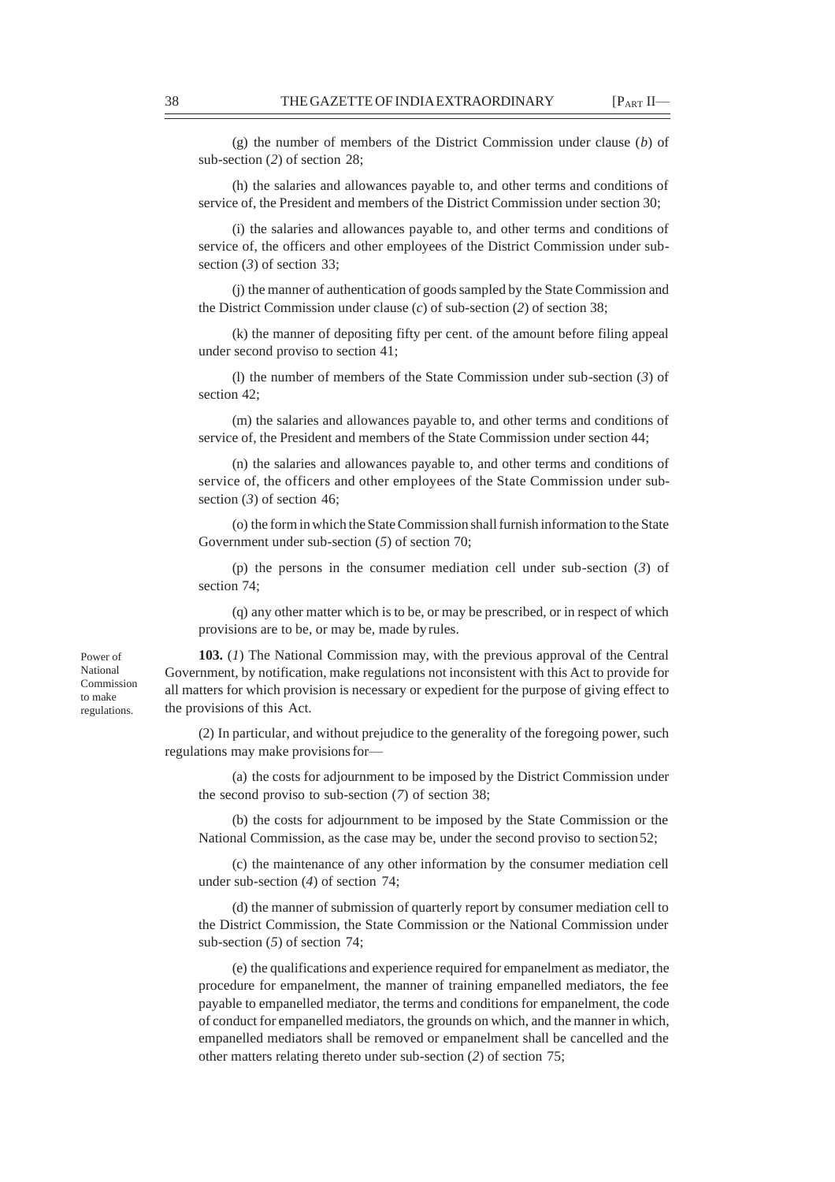(g) the number of members of the District Commission under clause (*b*) of sub-section (*2*) of section 28;

(h) the salaries and allowances payable to, and other terms and conditions of service of, the President and members of the District Commission under section 30;

(i) the salaries and allowances payable to, and other terms and conditions of service of, the officers and other employees of the District Commission under sub-section (*3*) of section 33;

(j) the manner of authentication of goods sampled by the State Commission and the District Commission under clause (*c*) of sub-section (*2*) of section 38;

(k) the manner of depositing fifty per cent. of the amount before filing appeal under second proviso to section 41;

(l) the number of members of the State Commission under sub-section (*3*) of section 42;

(m) the salaries and allowances payable to, and other terms and conditions of service of, the President and members of the State Commission under section 44;

(n) the salaries and allowances payable to, and other terms and conditions of service of, the officers and other employees of the State Commission under sub-section (*3*) of section 46;

(o) the form in which the State Commission shall furnish information to the State Government under sub-section (*5*) of section 70;

(p) the persons in the consumer mediation cell under sub-section (*3*) of section 74;

(q) any other matter which is to be, or may be prescribed, or in respect of which provisions are to be, or may be, made by rules.

Power of National Commission to make regulations.

**103.** (*1*) The National Commission may, with the previous approval of the Central Government, by notification, make regulations not inconsistent with this Act to provide for all matters for which provision is necessary or expedient for the purpose of giving effect to the provisions of this Act.

(2) In particular, and without prejudice to the generality of the foregoing power, such regulations may make provisions for—

(a) the costs for adjournment to be imposed by the District Commission under the second proviso to sub-section (*7*) of section 38;

(b) the costs for adjournment to be imposed by the State Commission or the National Commission, as the case may be, under the second proviso to section 52;

(c) the maintenance of any other information by the consumer mediation cell under sub-section (*4*) of section 74;

(d) the manner of submission of quarterly report by consumer mediation cell to the District Commission, the State Commission or the National Commission under sub-section (*5*) of section 74;

(e) the qualifications and experience required for empanelment as mediator, the procedure for empanelment, the manner of training empanelled mediators, the fee payable to empanelled mediator, the terms and conditions for empanelment, the code of conduct for empanelled mediators, the grounds on which, and the manner in which, empanelled mediators shall be removed or empanelment shall be cancelled and the other matters relating thereto under sub-section (*2*) of section 75;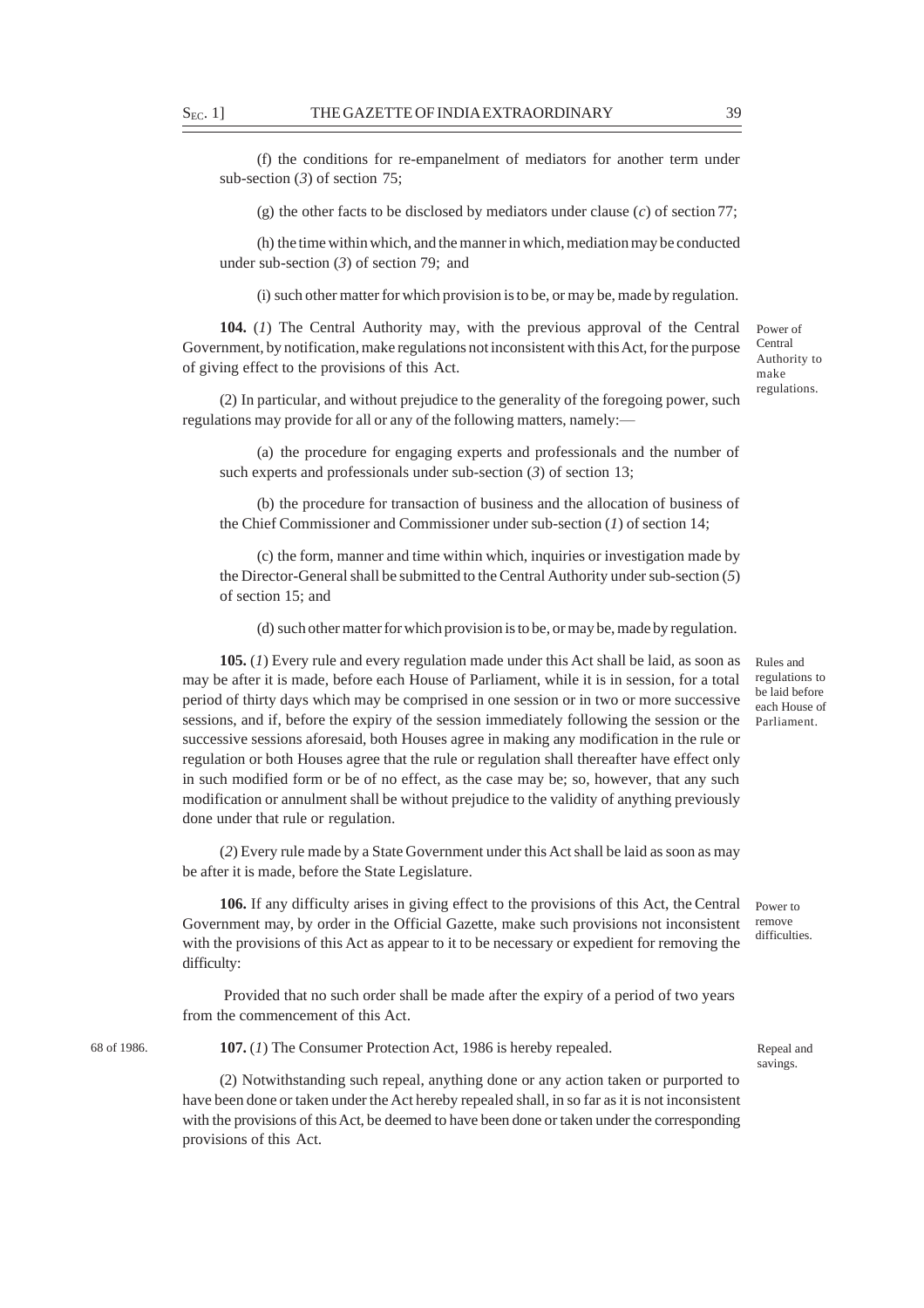(f) the conditions for re-empanelment of mediators for another term under sub-section (*3*) of section 75;

(g) the other facts to be disclosed by mediators under clause (*c*) of section 77;

(h) the time within which, and the manner in which, mediation may be conducted under sub-section (*3*) of section 79; and

(i) such other matter for which provision is to be, or may be, made by regulation.

Power of Central Authority to make regulations.

**104.** (*1*) The Central Authority may, with the previous approval of the Central Government, by notification, make regulations not inconsistent with this Act, for the purpose of giving effect to the provisions of this Act.

(2) In particular, and without prejudice to the generality of the foregoing power, such regulations may provide for all or any of the following matters, namely:—

(a) the procedure for engaging experts and professionals and the number of such experts and professionals under sub-section (*3*) of section 13;

(b) the procedure for transaction of business and the allocation of business of the Chief Commissioner and Commissioner under sub-section (*1*) of section 14;

(c) the form, manner and time within which, inquiries or investigation made by the Director-General shall be submitted to the Central Authority under sub-section (*5*) of section 15; and

(d) such other matter for which provision is to be, or may be, made by regulation.

Rules and regulations to be laid before each House of Parliament.

**105.** (*1*) Every rule and every regulation made under this Act shall be laid, as soon as may be after it is made, before each House of Parliament, while it is in session, for a total period of thirty days which may be comprised in one session or in two or more successive sessions, and if, before the expiry of the session immediately following the session or the successive sessions aforesaid, both Houses agree in making any modification in the rule or regulation or both Houses agree that the rule or regulation shall thereafter have effect only in such modified form or be of no effect, as the case may be; so, however, that any such modification or annulment shall be without prejudice to the validity of anything previously done under that rule or regulation.

(*2*) Every rule made by a State Government under this Act shall be laid as soon as may be after it is made, before the State Legislature.

Power to remove difficulties.

**106.** If any difficulty arises in giving effect to the provisions of this Act, the Central Government may, by order in the Official Gazette, make such provisions not inconsistent with the provisions of this Act as appear to it to be necessary or expedient for removing the difficulty:

Provided that no such order shall be made after the expiry of a period of two years from the commencement of this Act.

Repeal and savings.

68 of 1986.

**107.** (*1*) The Consumer Protection Act, 1986 is hereby repealed.

(2) Notwithstanding such repeal, anything done or any action taken or purported to have been done or taken under the Act hereby repealed shall, in so far as it is not inconsistent with the provisions of this Act, be deemed to have been done or taken under the corresponding provisions of this Act.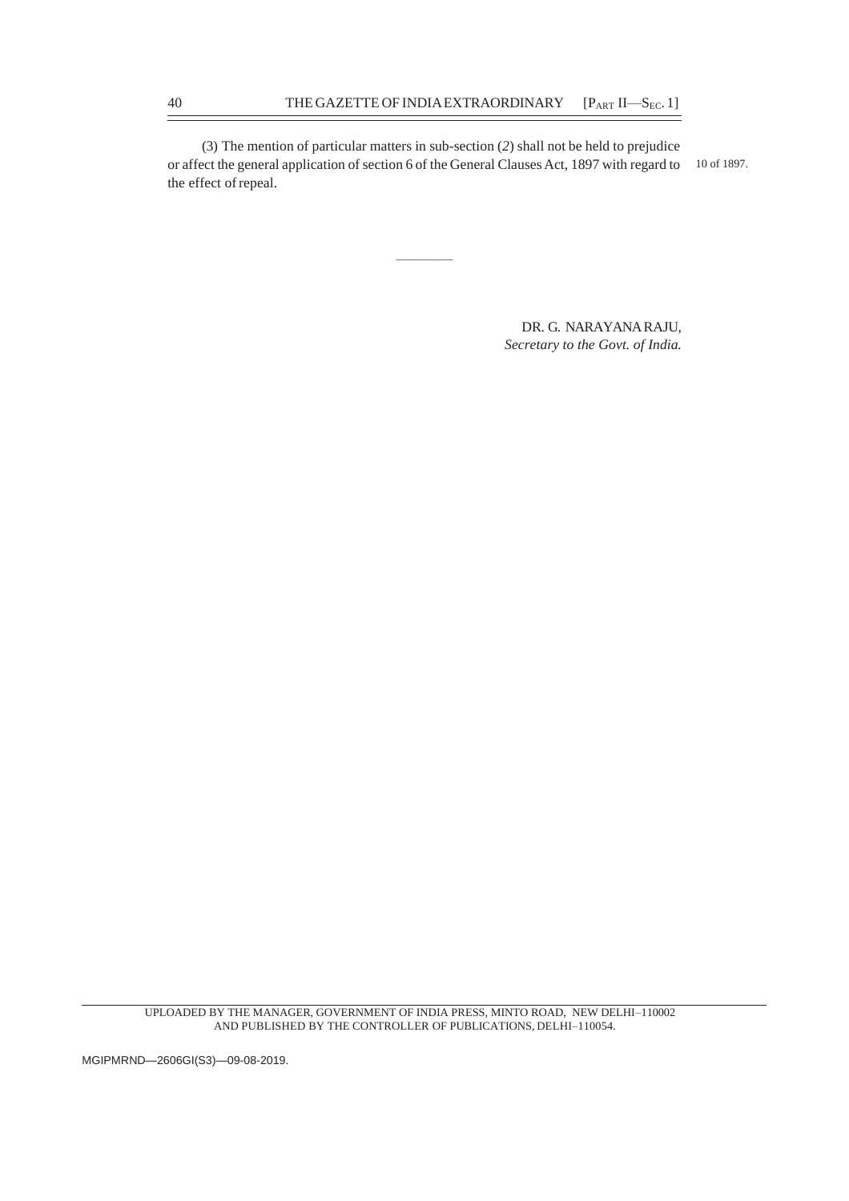(3) The mention of particular matters in sub-section (*2*) shall not be held to prejudice or affect the general application of section 6 of the General Clauses Act, 1897 with regard to the effect of repeal.

10 of 1897.

————

DR. G. NARAYANA RAJU,
*Secretary to the Govt. of India.*

UPLOADED BY THE MANAGER, GOVERNMENT OF INDIA PRESS, MINTO ROAD, NEW DELHI–110002
AND PUBLISHED BY THE CONTROLLER OF PUBLICATIONS, DELHI–110054.

MGIPMRND—2606GI(S3)—09-08-2019.